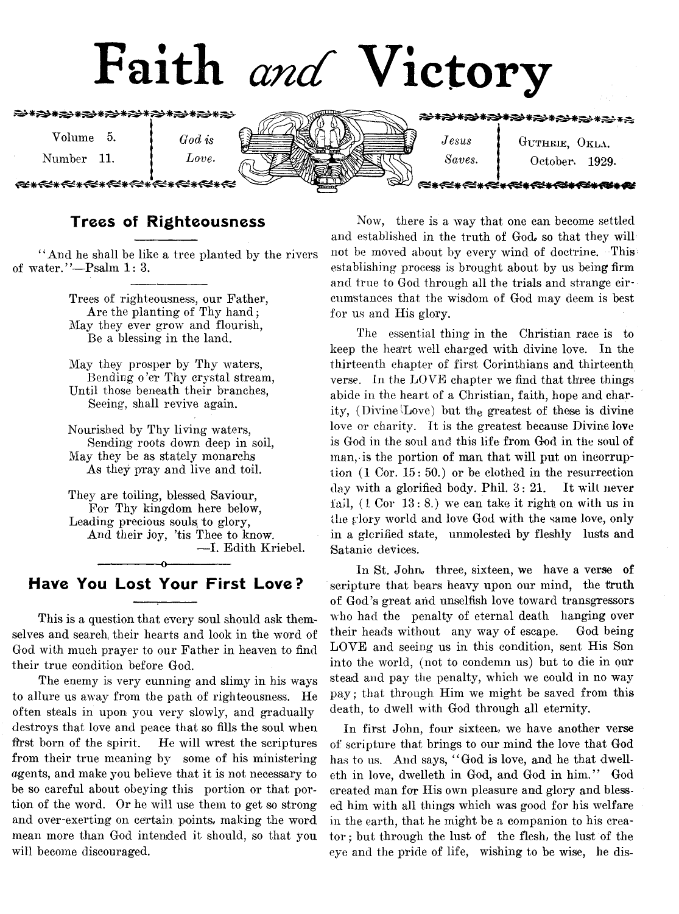# Faith *and* Victory

Volume 5. Number 11. | *God is Love.* | *Jesus Saves.* | Guthrie, Okla. October, 1929.

## Trees of Righteousness

"And he shall be like a tree planted by the rivers of water."—Psalm 1: 3.

Trees of righteousness, our Father,
Are the planting of Thy hand;
May they ever grow and flourish,
Be a blessing in the land.

May they prosper by Thy waters,
Bending o'er Thy crystal stream,
Until those beneath their branches,
Seeing, shall revive again.

Nourished by Thy living waters,
Sending roots down deep in soil,
May they be as stately monarchs
As they pray and live and toil.

They are toiling, blessed Saviour,
For Thy kingdom here below,
Leading precious souls to glory,
And their joy, 'tis Thee to know.

—I. Edith Kriebel.

## Have You Lost Your First Love?

This is a question that every soul should ask themselves and search their hearts and look in the word of God with much prayer to our Father in heaven to find their true condition before God.

The enemy is very cunning and slimy in his ways to allure us away from the path of righteousness. He often steals in upon you very slowly, and gradually destroys that love and peace that so fills the soul when first born of the spirit. He will wrest the scriptures from their true meaning by some of his ministering agents, and make you believe that it is not necessary to be so careful about obeying this portion or that portion of the word. Or he will use them to get so strong and over-exerting on certain points, making the word mean more than God intended it should, so that you will become discouraged.

Now, there is a way that one can become settled and established in the truth of God, so that they will not be moved about by every wind of doctrine. This establishing process is brought about by us being firm and true to God through all the trials and strange circumstances that the wisdom of God may deem is best for us and His glory.

The essential thing in the Christian race is to keep the heart well charged with divine love. In the thirteenth chapter of first Corinthians and thirteenth verse. In the LOVE chapter we find that three things abide in the heart of a Christian, faith, hope and charity, (Divine Love) but the greatest of these is divine love or charity. It is the greatest because Divine love is God in the soul and this life from God in the soul of man, is the portion of man that will put on incorruption (1 Cor. 15: 50.) or be clothed in the resurrection day with a glorified body. Phil. 3: 21. It will never fail, (1 Cor 13: 8.) we can take it right on with us in the glory world and love God with the same love, only in a glorified state, unmolested by fleshly lusts and Satanic devices.

In St. John, three, sixteen, we have a verse of scripture that bears heavy upon our mind, the truth of God's great and unselfish love toward transgressors who had the penalty of eternal death hanging over their heads without any way of escape. God being LOVE and seeing us in this condition, sent His Son into the world, (not to condemn us) but to die in our stead and pay the penalty, which we could in no way pay; that through Him we might be saved from this death, to dwell with God through all eternity.

In first John, four sixteen, we have another verse of scripture that brings to our mind the love that God has to us. And says, "God is love, and he that dwelleth in love, dwelleth in God, and God in him." God created man for His own pleasure and glory and blessed him with all things which was good for his welfare in the earth, that he might be a companion to his creator; but through the lust of the flesh, the lust of the eye and the pride of life, wishing to be wise, he dis-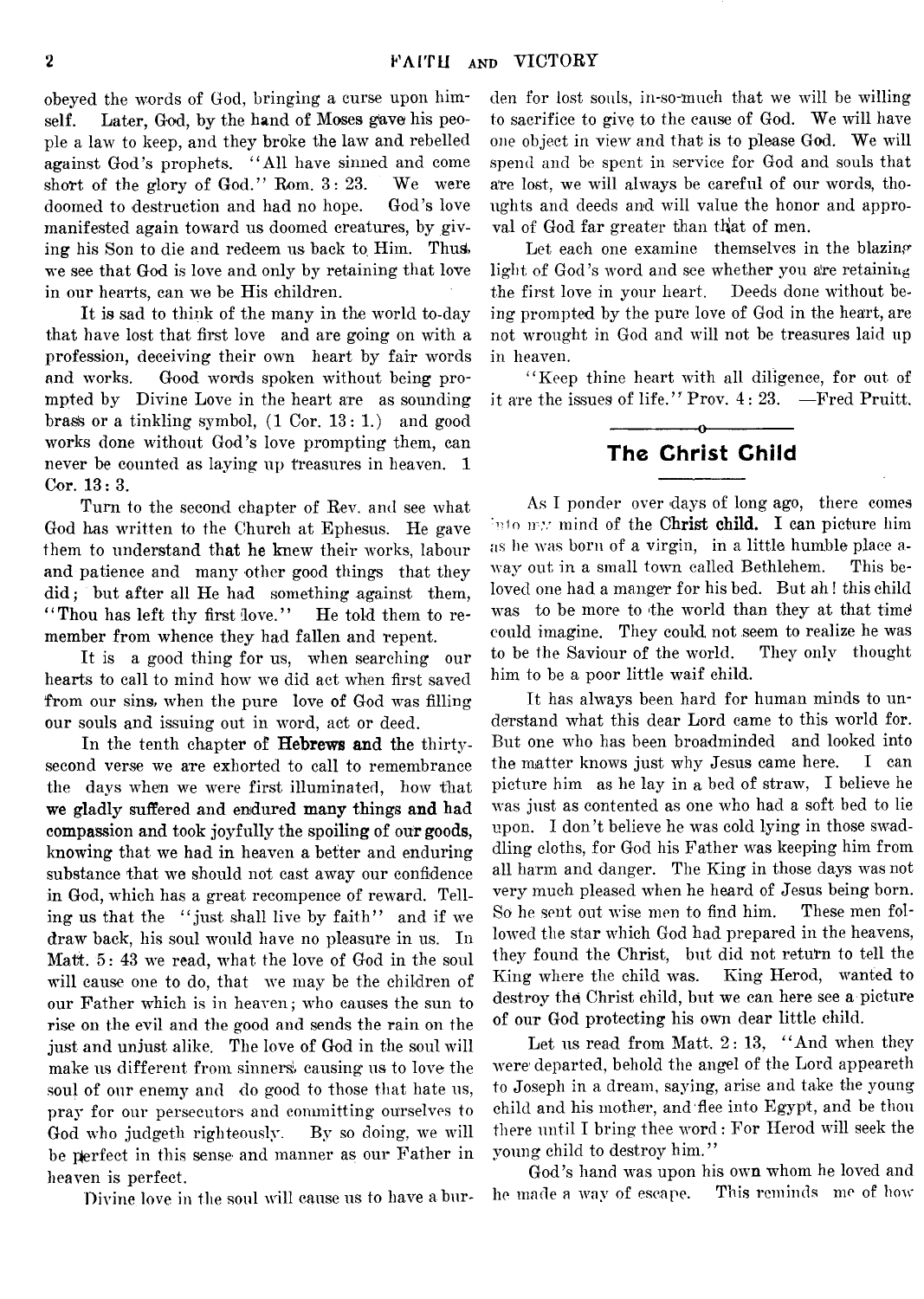obeyed the words of God, bringing a curse upon himself. Later, God, by the hand of Moses gave his people a law to keep, and they broke the law and rebelled against God's prophets. "All have sinned and come short of the glory of God." Rom. 3: 23. We were doomed to destruction and had no hope. God's love manifested again toward us doomed creatures, by giving his Son to die and redeem us back to Him. Thus, we see that God is love and only by retaining that love in our hearts, can we be His children.

It is sad to think of the many in the world to-day that have lost that first love and are going on with a profession, deceiving their own heart by fair words and works. Good words spoken without being prompted by Divine Love in the heart are as sounding brass or a tinkling symbol, (1 Cor. 13: 1.) and good works done without God's love prompting them, can never be counted as laying up treasures in heaven. 1 Cor. 13: 3.

Turn to the second chapter of Rev. and see what God has written to the Church at Ephesus. He gave them to understand that he knew their works, labour and patience and many other good things that they did; but after all He had something against them, "Thou has left thy first love." He told them to remember from whence they had fallen and repent.

It is a good thing for us, when searching our hearts to call to mind how we did act when first saved from our sins, when the pure love of God was filling our souls and issuing out in word, act or deed.

In the tenth chapter of **Hebrews and** the thirty-second verse we are exhorted to call to remembrance the days when we were first illuminated, how that **we gladly suffered and endured many things and had compassion and took joyfully the spoiling of our goods,** knowing that we had in heaven a better and enduring substance that we should not cast away our confidence in God, which has a great recompence of reward. Telling us that the "just shall live by faith" and if we draw back, his soul would have no pleasure in us. In Matt. 5: 43 we read, what the love of God in the soul will cause one to do, that we may be the children of our Father which is in heaven; who causes the sun to rise on the evil and the good and sends the rain on the just and unjust alike. The love of God in the soul will make us different from sinners, causing us to love the soul of our enemy and do good to those that hate us, pray for our persecutors and committing ourselves to God who judgeth righteously. By so doing, we will be perfect in this sense and manner as our Father in heaven is perfect.

Divine love in the soul will cause us to have a burden for lost souls, in-so-much that we will be willing to sacrifice to give to the cause of God. We will have one object in view and that is to please God. We will spend and be spent in service for God and souls that are lost, we will always be careful of our words, thoughts and deeds and will value the honor and approval of God far greater than that of men.

Let each one examine themselves in the blazing light of God's word and see whether you are retaining the first love in your heart. Deeds done without being prompted by the pure love of God in the heart, are not wrought in God and will not be treasures laid up in heaven.

"Keep thine heart with all diligence, for out of it are the issues of life." Prov. 4: 23. —Fred Pruitt.

## The Christ Child

As I ponder over days of long ago, there comes into my mind of the **Christ child.** I can picture him as he was born of a virgin, in a little humble place away out in a small town called Bethlehem. This beloved one had a manger for his bed. But ah! this child was to be more to the world than they at that time could imagine. They could not seem to realize he was to be the Saviour of the world. They only thought him to be a poor little waif child.

It has always been hard for human minds to understand what this dear Lord came to this world for. But one who has been broadminded and looked into the matter knows just why Jesus came here. I can picture him as he lay in a bed of straw, I believe he was just as contented as one who had a soft bed to lie upon. I don't believe he was cold lying in those swaddling cloths, for God his Father was keeping him from all harm and danger. The King in those days was not very much pleased when he heard of Jesus being born. So he sent out wise men to find him. These men followed the star which God had prepared in the heavens, they found the Christ, but did not return to tell the King where the child was. King Herod, wanted to destroy the Christ child, but we can here see a picture of our God protecting his own dear little child.

Let us read from Matt. 2: 13, "And when they were departed, behold the angel of the Lord appeareth to Joseph in a dream, saying, arise and take the young child and his mother, and flee into Egypt, and be thou there until I bring thee word: For Herod will seek the young child to destroy him."

God's hand was upon his own whom he loved and he made a way of escape. This reminds me of how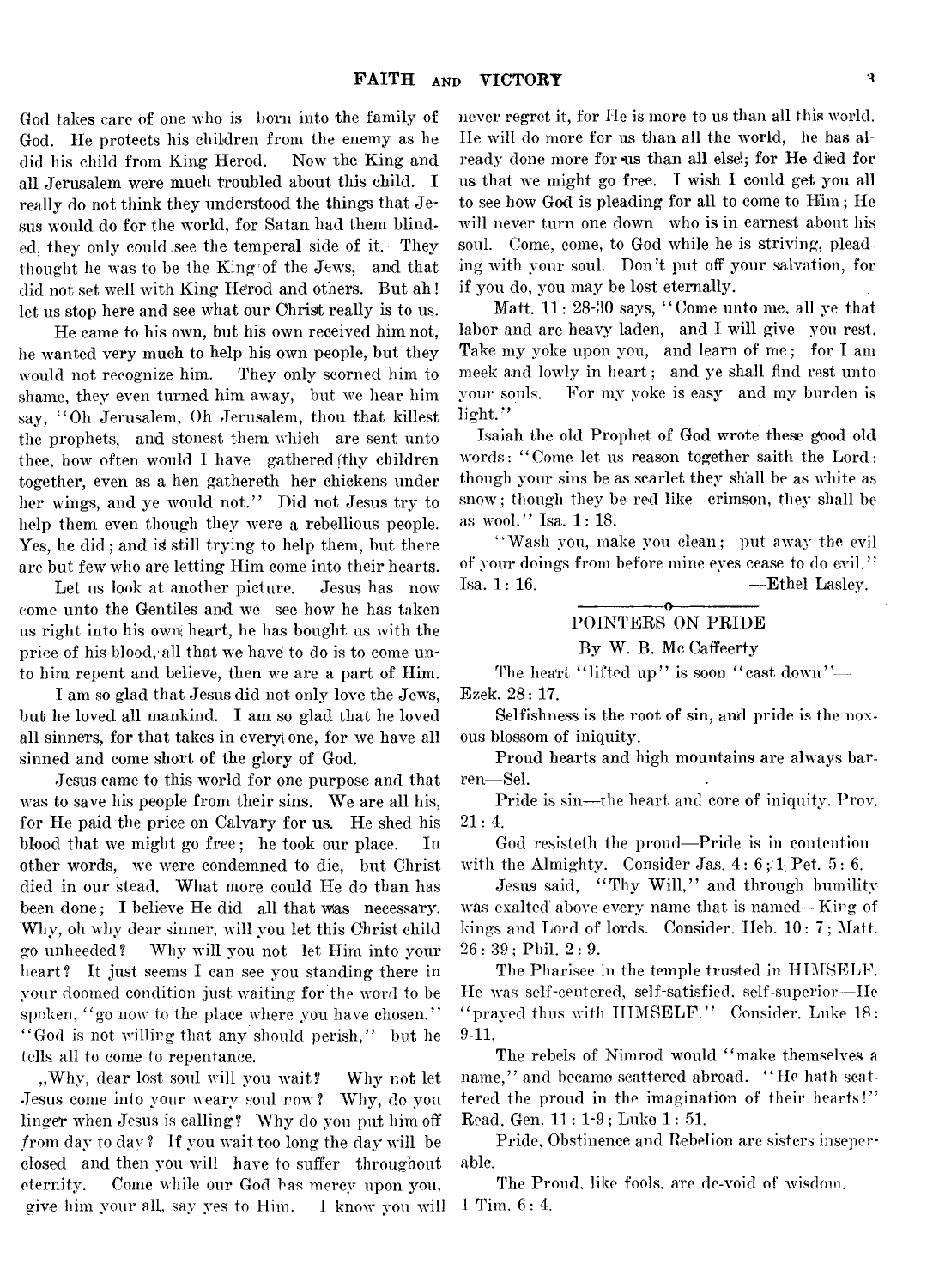God takes care of one who is born into the family of God. He protects his children from the enemy as he did his child from King Herod. Now the King and all Jerusalem were much troubled about this child. I really do not think they understood the things that Jesus would do for the world, for Satan had them blinded, they only could see the temperal side of it. They thought he was to be the King of the Jews, and that did not set well with King Herod and others. But ah! let us stop here and see what our Christ really is to us.

He came to his own, but his own received him not, he wanted very much to help his own people, but they would not recognize him. They only scorned him to shame, they even turned him away, but we hear him say, "Oh Jerusalem, Oh Jerusalem, thou that killest the prophets, and stonest them which are sent unto thee, how often would I have gathered thy children together, even as a hen gathereth her chickens under her wings, and ye would not." Did not Jesus try to help them even though they were a rebellious people. Yes, he did; and is still trying to help them, but there are but few who are letting Him come into their hearts.

Let us look at another picture. Jesus has now come unto the Gentiles and we see how he has taken us right into his own heart, he has bought us with the price of his blood, all that we have to do is to come unto him repent and believe, then we are a part of Him.

I am so glad that Jesus did not only love the Jews, but he loved all mankind. I am so glad that he loved all sinners, for that takes in every one, for we have all sinned and come short of the glory of God.

Jesus came to this world for one purpose and that was to save his people from their sins. We are all his, for He paid the price on Calvary for us. He shed his blood that we might go free; he took our place. In other words, we were condemned to die, but Christ died in our stead. What more could He do than has been done; I believe He did all that was necessary. Why, oh why dear sinner, will you let this Christ child go unheeded? Why will you not let Him into your heart? It just seems I can see you standing there in your doomed condition just waiting for the word to be spoken, "go now to the place where you have chosen." "God is not willing that any should perish," but he tells all to come to repentance.

"Why, dear lost soul will you wait? Why not let Jesus come into your weary soul now? Why, do you linger when Jesus is calling? Why do you put him off from day to day? If you wait too long the day will be closed and then you will have to suffer throughout eternity. Come while our God has mercy upon you, give him your all, say yes to Him. I know you will never regret it, for He is more to us than all this world. He will do more for us than all the world, he has already done more for us than all else; for He died for us that we might go free. I wish I could get you all to see how God is pleading for all to come to Him; He will never turn one down who is in earnest about his soul. Come, come, to God while he is striving, pleading with your soul. Don't put off your salvation, for if you do, you may be lost eternally.

Matt. 11: 28-30 says, "Come unto me, all ye that labor and are heavy laden, and I will give you rest. Take my yoke upon you, and learn of me; for I am meek and lowly in heart; and ye shall find rest unto your souls. For my yoke is easy and my burden is light."

Isaiah the old Prophet of God wrote these good old words: "Come let us reason together saith the Lord: though your sins be as scarlet they shall be as white as snow; though they be red like crimson, they shall be as wool." Isa. 1: 18.

"Wash you, make you clean; put away the evil of your doings from before mine eyes cease to do evil." Isa. 1: 16. —Ethel Lasley.

## POINTERS ON PRIDE

By W. B. Mc Caffeerty

The heart "lifted up" is soon "cast down"—Ezek. 28: 17.

Selfishness is the root of sin, and pride is the noxous blossom of iniquity.

Proud hearts and high mountains are always barren—Sel.

Pride is sin—the heart and core of iniquity. Prov. 21: 4.

God resisteth the proud—Pride is in contention with the Almighty. Consider Jas. 4: 6; 1 Pet. 5: 6.

Jesus said, "Thy Will," and through humility was exalted above every name that is named—King of kings and Lord of lords. Consider. Heb. 10: 7; Matt. 26: 39; Phil. 2: 9.

The Pharisee in the temple trusted in HIMSELF. He was self-centered, self-satisfied, self-superior—He "prayed thus with HIMSELF." Consider. Luke 18: 9-11.

The rebels of Nimrod would "make themselves a name," and became scattered abroad. "He hath scattered the proud in the imagination of their hearts!" Read. Gen. 11: 1-9; Luke 1: 51.

Pride, Obstinence and Rebelion are sisters inseperable.

The Proud, like fools, are de-void of wisdom. 1 Tim. 6: 4.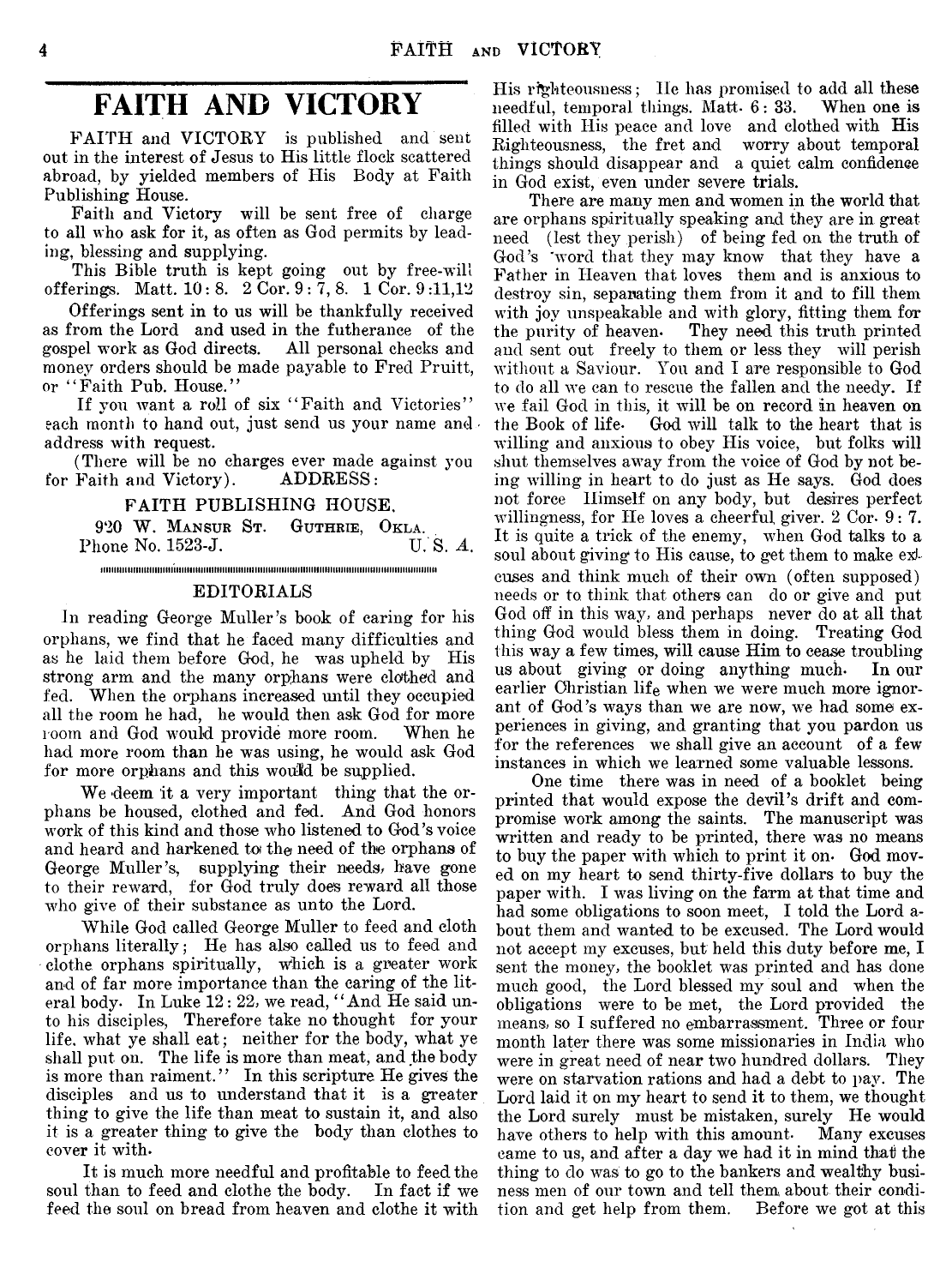# FAITH AND VICTORY

FAITH and VICTORY is published and sent out in the interest of Jesus to His little flock scattered abroad, by yielded members of His Body at Faith Publishing House.

Faith and Victory will be sent free of charge to all who ask for it, as often as God permits by leading, blessing and supplying.

This Bible truth is kept going out by free-will offerings. Matt. 10: 8. 2 Cor. 9: 7, 8. 1 Cor. 9 :11,12

Offerings sent in to us will be thankfully received as from the Lord and used in the futherance of the gospel work as God directs. All personal checks and money orders should be made payable to Fred Pruitt, or "Faith Pub. House."

If you want a roll of six "Faith and Victories" each month to hand out, just send us your name and address with request.

(There will be no charges ever made against you for Faith and Victory). ADDRESS:

FAITH PUBLISHING HOUSE,
920 W. MANSUR ST. GUTHRIE, OKLA.
Phone No. 1523-J. U. S. A.

## EDITORIALS

In reading George Muller's book of caring for his orphans, we find that he faced many difficulties and as he laid them before God, he was upheld by His strong arm and the many orphans were clothed and fed. When the orphans increased until they occupied all the room he had, he would then ask God for more room and God would provide more room. When he had more room than he was using, he would ask God for more orphans and this would be supplied.

We deem it a very important thing that the orphans be housed, clothed and fed. And God honors work of this kind and those who listened to God's voice and heard and harkened to the need of the orphans of George Muller's, supplying their needs, have gone to their reward, for God truly does reward all those who give of their substance as unto the Lord.

While God called George Muller to feed and cloth orphans literally; He has also called us to feed and clothe orphans spiritually, which is a greater work and of far more importance than the caring of the literal body. In Luke 12 : 22, we read, "And He said unto his disciples, Therefore take no thought for your life, what ye shall eat; neither for the body, what ye shall put on. The life is more than meat, and the body is more than raiment." In this scripture He gives the disciples and us to understand that it is a greater thing to give the life than meat to sustain it, and also it is a greater thing to give the body than clothes to cover it with.

It is much more needful and profitable to feed the soul than to feed and clothe the body. In fact if we feed the soul on bread from heaven and clothe it with His righteousness; He has promised to add all these needful, temporal things. Matt. 6: 33. When one is filled with His peace and love and clothed with His Righteousness, the fret and worry about temporal things should disappear and a quiet calm confidence in God exist, even under severe trials.

There are many men and women in the world that are orphans spiritually speaking and they are in great need (lest they perish) of being fed on the truth of God's word that they may know that they have a Father in Heaven that loves them and is anxious to destroy sin, separating them from it and to fill them with joy unspeakable and with glory, fitting them for the purity of heaven. They need this truth printed and sent out freely to them or less they will perish without a Saviour. You and I are responsible to God to do all we can to rescue the fallen and the needy. If we fail God in this, it will be on record in heaven on the Book of life. God will talk to the heart that is willing and anxious to obey His voice, but folks will shut themselves away from the voice of God by not being willing in heart to do just as He says. God does not force Himself on any body, but desires perfect willingness, for He loves a cheerful giver. 2 Cor. 9: 7. It is quite a trick of the enemy, when God talks to a soul about giving to His cause, to get them to make excuses and think much of their own (often supposed) needs or to think that others can do or give and put God off in this way, and perhaps never do at all that thing God would bless them in doing. Treating God this way a few times, will cause Him to cease troubling us about giving or doing anything much. In our earlier Christian life when we were much more ignorant of God's ways than we are now, we had some experiences in giving, and granting that you pardon us for the references we shall give an account of a few instances in which we learned some valuable lessons.

One time there was in need of a booklet being printed that would expose the devil's drift and compromise work among the saints. The manuscript was written and ready to be printed, there was no means to buy the paper with which to print it on. God moved on my heart to send thirty-five dollars to buy the paper with. I was living on the farm at that time and had some obligations to soon meet, I told the Lord about them and wanted to be excused. The Lord would not accept my excuses, but held this duty before me, I sent the money, the booklet was printed and has done much good, the Lord blessed my soul and when the obligations were to be met, the Lord provided the means, so I suffered no embarrassment. Three or four month later there was some missionaries in India who were in great need of near two hundred dollars. They were on starvation rations and had a debt to pay. The Lord laid it on my heart to send it to them, we thought the Lord surely must be mistaken, surely He would have others to help with this amount. Many excuses came to us, and after a day we had it in mind that the thing to do was to go to the bankers and wealthy business men of our town and tell them about their condition and get help from them. Before we got at this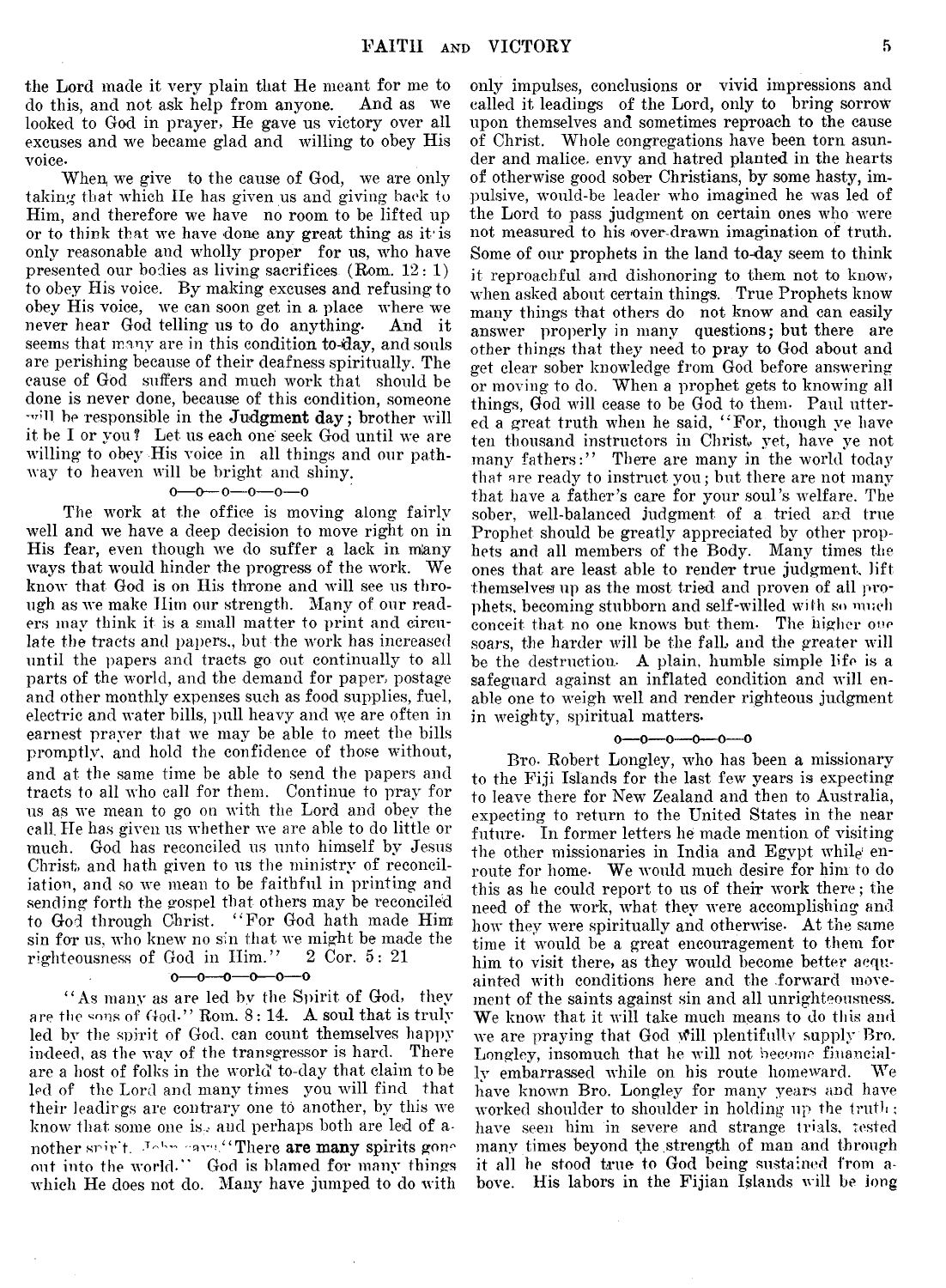the Lord made it very plain that He meant for me to do this, and not ask help from anyone. And as we looked to God in prayer, He gave us victory over all excuses and we became glad and willing to obey His voice.

When we give to the cause of God, we are only taking that which He has given us and giving back to Him, and therefore we have no room to be lifted up or to think that we have done any great thing as it is only reasonable and wholly proper for us, who have presented our bodies as living sacrifices (Rom. 12: 1) to obey His voice. By making excuses and refusing to obey His voice, we can soon get in a place where we never hear God telling us to do anything. And it seems that many are in this condition to-day, and souls are perishing because of their deafness spiritually. The cause of God suffers and much work that should be done is never done, because of this condition, someone will be responsible in the Judgment day; brother will it be I or you? Let us each one seek God until we are willing to obey His voice in all things and our pathway to heaven will be bright and shiny.

o—o—o—o—o—o

The work at the office is moving along fairly well and we have a deep decision to move right on in His fear, even though we do suffer a lack in many ways that would hinder the progress of the work. We know that God is on His throne and will see us through as we make Him our strength. Many of our readers may think it is a small matter to print and circulate the tracts and papers., but the work has increased until the papers and tracts go out continually to all parts of the world, and the demand for paper, postage and other monthly expenses such as food supplies, fuel, electric and water bills, pull heavy and we are often in earnest prayer that we may be able to meet the bills promptly, and hold the confidence of those without, and at the same time be able to send the papers and tracts to all who call for them. Continue to pray for us as we mean to go on with the Lord and obey the call. He has given us whether we are able to do little or much. God has reconciled us unto himself by Jesus Christ, and hath given to us the ministry of reconciliation, and so we mean to be faithful in printing and sending forth the gospel that others may be reconciled to God through Christ. "For God hath made Him sin for us, who knew no sin that we might be made the righteousness of God in Him." 2 Cor. 5: 21

o—o—o—o—o—o

"As many as are led by the Spirit of God, they are the sons of God." Rom. 8: 14. A soul that is truly led by the spirit of God, can count themselves happy indeed, as the way of the transgressor is hard. There are a host of folks in the world to-day that claim to be led of the Lord and many times you will find that their leadings are contrary one to another, by this we know that some one is, and perhaps both are led of another spirit. John says, "There are many spirits gone out into the world." God is blamed for many things which He does not do. Many have jumped to do with only impulses, conclusions or vivid impressions and called it leadings of the Lord, only to bring sorrow upon themselves and sometimes reproach to the cause of Christ. Whole congregations have been torn asunder and malice, envy and hatred planted in the hearts of otherwise good sober Christians, by some hasty, impulsive, would-be leader who imagined he was led of the Lord to pass judgment on certain ones who were not measured to his over-drawn imagination of truth. Some of our prophets in the land to-day seem to think it reproachful and dishonoring to them not to know, when asked about certain things. True Prophets know many things that others do not know and can easily answer properly in many questions; but there are other things that they need to pray to God about and get clear sober knowledge from God before answering or moving to do. When a prophet gets to knowing all things, God will cease to be God to them. Paul uttered a great truth when he said, "For, though ye have ten thousand instructors in Christ, yet, have ye not many fathers:" There are many in the world today that are ready to instruct you; but there are not many that have a father's care for your soul's welfare. The sober, well-balanced judgment of a tried and true Prophet should be greatly appreciated by other prophets and all members of the Body. Many times the ones that are least able to render true judgment, lift themselves up as the most tried and proven of all prophets, becoming stubborn and self-willed with so much conceit that no one knows but them. The higher one soars, the harder will be the fall, and the greater will be the destruction. A plain, humble simple life is a safeguard against an inflated condition and will enable one to weigh well and render righteous judgment in weighty, spiritual matters.

o—o—o—o—o—o

Bro. Robert Longley, who has been a missionary to the Fiji Islands for the last few years is expecting to leave there for New Zealand and then to Australia, expecting to return to the United States in the near future. In former letters he made mention of visiting the other missionaries in India and Egypt while en-route for home. We would much desire for him to do this as he could report to us of their work there; the need of the work, what they were accomplishing and how they were spiritually and otherwise. At the same time it would be a great encouragement to them for him to visit there, as they would become better acquainted with conditions here and the forward movement of the saints against sin and all unrighteousness. We know that it will take much means to do this and we are praying that God will plentifully supply Bro. Longley, insomuch that he will not become financially embarrassed while on his route homeward. We have known Bro. Longley for many years and have worked shoulder to shoulder in holding up the truth; have seen him in severe and strange trials, tested many times beyond the strength of man and through it all he stood true to God being sustained from above. His labors in the Fijian Islands will be long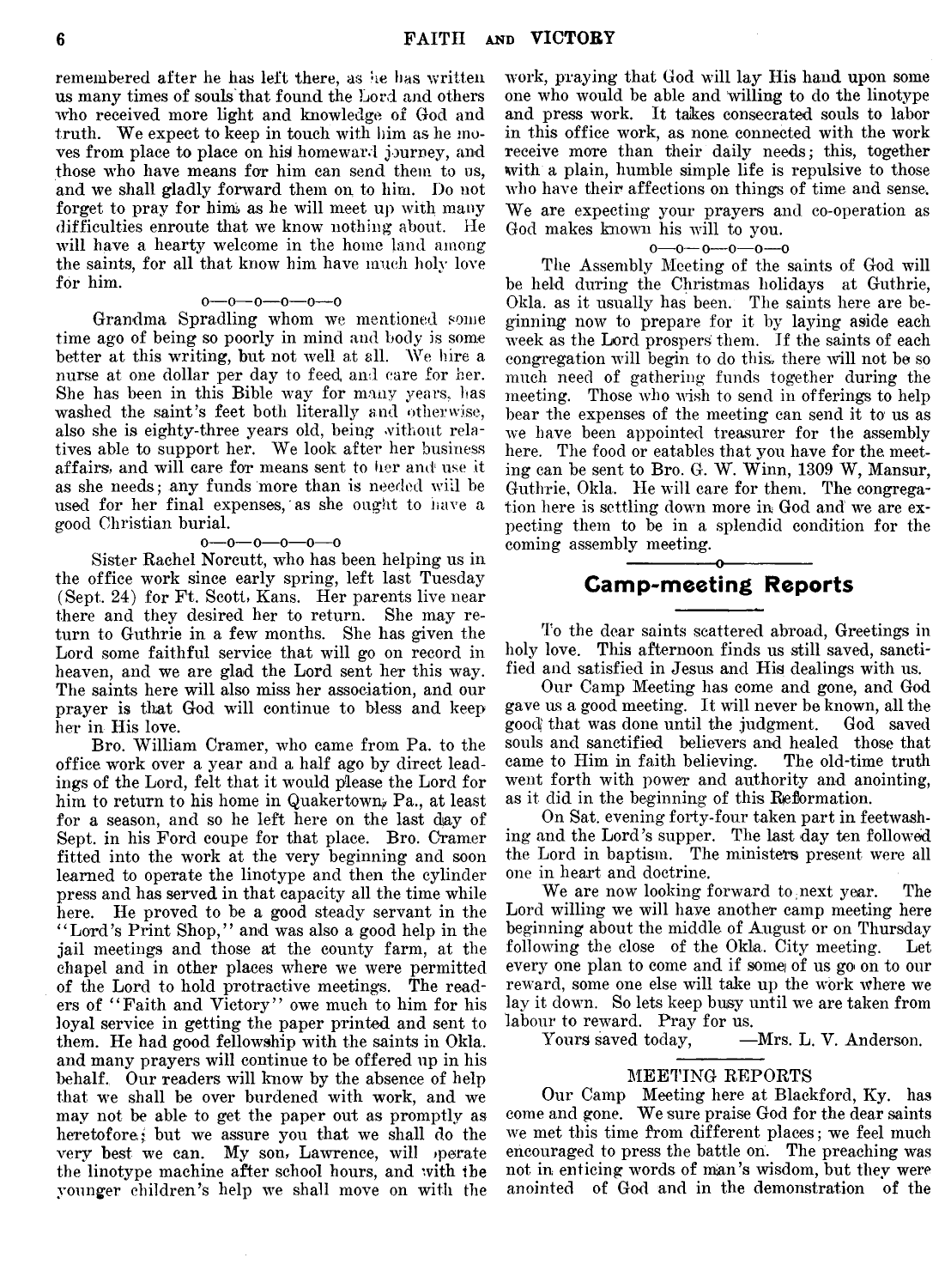remembered after he has left there, as he has written us many times of souls that found the Lord and others who received more light and knowledge of God and truth. We expect to keep in touch with him as he moves from place to place on his homeward journey, and those who have means for him can send them to us, and we shall gladly forward them on to him. Do not forget to pray for him, as he will meet up with many difficulties enroute that we know nothing about. He will have a hearty welcome in the home land among the saints, for all that know him have much holy love for him.

o—o—o—o—o—o

Grandma Spradling whom we mentioned some time ago of being so poorly in mind and body is some better at this writing, but not well at all. We hire a nurse at one dollar per day to feed and care for her. She has been in this Bible way for many years, has washed the saint's feet both literally and otherwise, also she is eighty-three years old, being without relatives able to support her. We look after her business affairs, and will care for means sent to her and use it as she needs; any funds more than is needed will be used for her final expenses, as she ought to have a good Christian burial.

o—o—o—o—o—o

Sister Rachel Norcutt, who has been helping us in the office work since early spring, left last Tuesday (Sept. 24) for Ft. Scott, Kans. Her parents live near there and they desired her to return. She may return to Guthrie in a few months. She has given the Lord some faithful service that will go on record in heaven, and we are glad the Lord sent her this way. The saints here will also miss her association, and our prayer is that God will continue to bless and keep her in His love.

Bro. William Cramer, who came from Pa. to the office work over a year and a half ago by direct leadings of the Lord, felt that it would please the Lord for him to return to his home in Quakertown, Pa., at least for a season, and so he left here on the last day of Sept. in his Ford coupe for that place. Bro. Cramer fitted into the work at the very beginning and soon learned to operate the linotype and then the cylinder press and has served in that capacity all the time while here. He proved to be a good steady servant in the "Lord's Print Shop," and was also a good help in the jail meetings and those at the county farm, at the chapel and in other places where we were permitted of the Lord to hold protractive meetings. The readers of "Faith and Victory" owe much to him for his loyal service in getting the paper printed and sent to them. He had good fellowship with the saints in Okla. and many prayers will continue to be offered up in his behalf. Our readers will know by the absence of help that we shall be over burdened with work, and we may not be able to get the paper out as promptly as heretofore; but we assure you that we shall do the very best we can. My son, Lawrence, will operate the linotype machine after school hours, and with the younger children's help we shall move on with the work, praying that God will lay His hand upon some one who would be able and willing to do the linotype and press work. It takes consecrated souls to labor in this office work, as none connected with the work receive more than their daily needs; this, together with a plain, humble simple life is repulsive to those who have their affections on things of time and sense. We are expecting your prayers and co-operation as God makes known his will to you.

o—o—o—o—o—o

The Assembly Meeting of the saints of God will be held during the Christmas holidays at Guthrie, Okla. as it usually has been. The saints here are beginning now to prepare for it by laying aside each week as the Lord prospers them. If the saints of each congregation will begin to do this, there will not be so much need of gathering funds together during the meeting. Those who wish to send in offerings to help bear the expenses of the meeting can send it to us as we have been appointed treasurer for the assembly here. The food or eatables that you have for the meeting can be sent to Bro. G. W. Winn, 1309 W, Mansur, Guthrie, Okla. He will care for them. The congregation here is settling down more in God and we are expecting them to be in a splendid condition for the coming assembly meeting.

## Camp-meeting Reports

To the dear saints scattered abroad, Greetings in holy love. This afternoon finds us still saved, sanctified and satisfied in Jesus and His dealings with us.

Our Camp Meeting has come and gone, and God gave us a good meeting. It will never be known, all the good that was done until the judgment. God saved souls and sanctified believers and healed those that came to Him in faith believing. The old-time truth went forth with power and authority and anointing, as it did in the beginning of this Reformation.

On Sat. evening forty-four taken part in feetwashing and the Lord's supper. The last day ten followed the Lord in baptism. The ministers present were all one in heart and doctrine.

We are now looking forward to next year. The Lord willing we will have another camp meeting here beginning about the middle of August or on Thursday following the close of the Okla. City meeting. Let every one plan to come and if some of us go on to our reward, some one else will take up the work where we lay it down. So lets keep busy until we are taken from labour to reward. Pray for us.

Yours saved today, —Mrs. L. V. Anderson.

### MEETING REPORTS

Our Camp Meeting here at Blackford, Ky. has come and gone. We sure praise God for the dear saints we met this time from different places; we feel much encouraged to press the battle on. The preaching was not in enticing words of man's wisdom, but they were anointed of God and in the demonstration of the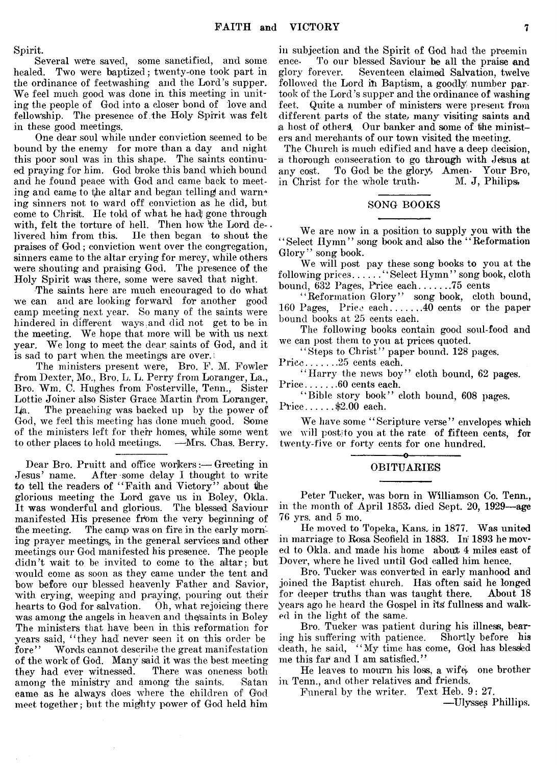Spirit.

Several were saved, some sanctified, and some healed. Two were baptized; twenty-one took part in the ordinance of feetwashing and the Lord's supper. We feel much good was done in this meeting in uniting the people of God into a closer bond of love and fellowship. The presence of the Holy Spirit was felt in these good meetings.

One dear soul while under conviction seemed to be bound by the enemy for more than a day and night this poor soul was in this shape. The saints continued praying for him. God broke this band which bound and he found peace with God and came back to meeting and came to the altar and began telling and warning sinners not to ward off conviction as he did, but come to Christ. He told of what he had gone through with, felt the torture of hell. Then how the Lord delivered him from this. He then began to shout the praises of God; conviction went over the congregation, sinners came to the altar crying for mercy, while others were shouting and praising God. The presence of the Holy Spirit was there, some were saved that night.

The saints here are much encouraged to do what we can and are looking forward for another good camp meeting next year. So many of the saints were hindered in different ways and did not get to be in the meeting. We hope that more will be with us next year. We long to meet the dear saints of God, and it is sad to part when the meetings are over.

The ministers present were, Bro. F. M. Fowler from Dexter, Mo., Bro. L. L. Perry from Loranger, La., Bro. Wm. C. Hughes from Fosterville, Tenn., Sister Lottie Joiner also Sister Grace Martin from Loranger, La. The preaching was backed up by the power of God, we feel this meeting has done much good. Some of the ministers left for their homes, while some went to other places to hold meetings. —Mrs. Chas. Berry.

---

Dear Bro. Pruitt and office workers:— Greeting in Jesus' name. After some delay I thought to write to tell the readers of "Faith and Victory" about the glorious meeting the Lord gave us in Boley, Okla. It was wonderful and glorious. The blessed Saviour manifested His presence from the very beginning of the meeting. The camp was on fire in the early morning prayer meetings, in the general services and other meetings our God manifested his presence. The people didn't wait to be invited to come to the altar; but would come as soon as they came under the tent and bow before our blessed heavenly Father and Savior, with crying, weeping and praying, pouring out their hearts to God for salvation. Oh, what rejoicing there was among the angels in heaven and the saints in Boley The ministers that have been in this reformation for years said, "they had never seen it on this order be fore" Words cannot describe the great manifestation of the work of God. Many said it was the best meeting they had ever witnessed. There was oneness both among the ministry and among the saints. Satan came as he always does where the children of God meet together; but the mighty power of God held him in subjection and the Spirit of God had the preeminence. To our blessed Saviour be all the praise and glory forever. Seventeen claimed Salvation, twelve followed the Lord in Baptism, a goodly number partook of the Lord's supper and the ordinance of washing feet. Quite a number of ministers were present from different parts of the state, many visiting saints and a host of others. Our banker and some of the ministers and merchants of our town visited the meeting.

The Church is much edified and have a deep decision, a thorough consecration to go through with Jesus at any cost. To God be the glory, Amen. Your Bro, in Christ for the whole truth. M. J, Philips.

## SONG BOOKS

We are now in a position to supply you with the "Select Hymn" song book and also the "Reformation Glory" song book.

We will post pay these song books to you at the following prices......"Select Hymn" song book, cloth bound, 632 Pages, Price each.......75 cents

"Reformation Glory" song book, cloth bound, 160 Pages, Price each.......40 cents or the paper bound books at 25 cents each.

The following books contain good soul-food and we can post them to you at prices quoted.

"Steps to Christ" paper bound. 128 pages. Price.......25 cents each.

"Harry the news boy" cloth bound, 62 pages. Price.......60 cents each.

"Bible story book" cloth bound, 608 pages. Price......$2.00 each.

We have some "Scripture verse" envelopes which we will post to you at the rate of fifteen cents, for twenty-five or forty cents for one hundred.

## OBITUARIES

Peter Tucker, was born in Williamson Co. Tenn., in the month of April 1853, died Sept. 20, 1929—age 76 yrs. and 5 mo.

He moved to Topeka, Kans. in 1877. Was united in marriage to Rosa Scofield in 1883. In 1893 he moved to Okla. and made his home about 4 miles east of Dover, where he lived until God called him hence.

Bro. Tucker was converted in early manhood and joined the Baptist church. Has often said he longed for deeper truths than was taught there. About 18 years ago he heard the Gospel in its fullness and walked in the light of the same.

Bro. Tucker was patient during his illness, bearing his suffering with patience. Shortly before his death, he said, "My time has come, God has blessed me this far and I am satisfied."

He leaves to mourn his loss, a wife, one brother in Tenn., and other relatives and friends.

Funeral by the writer. Text Heb. 9: 27.

—Ulysses Phillips.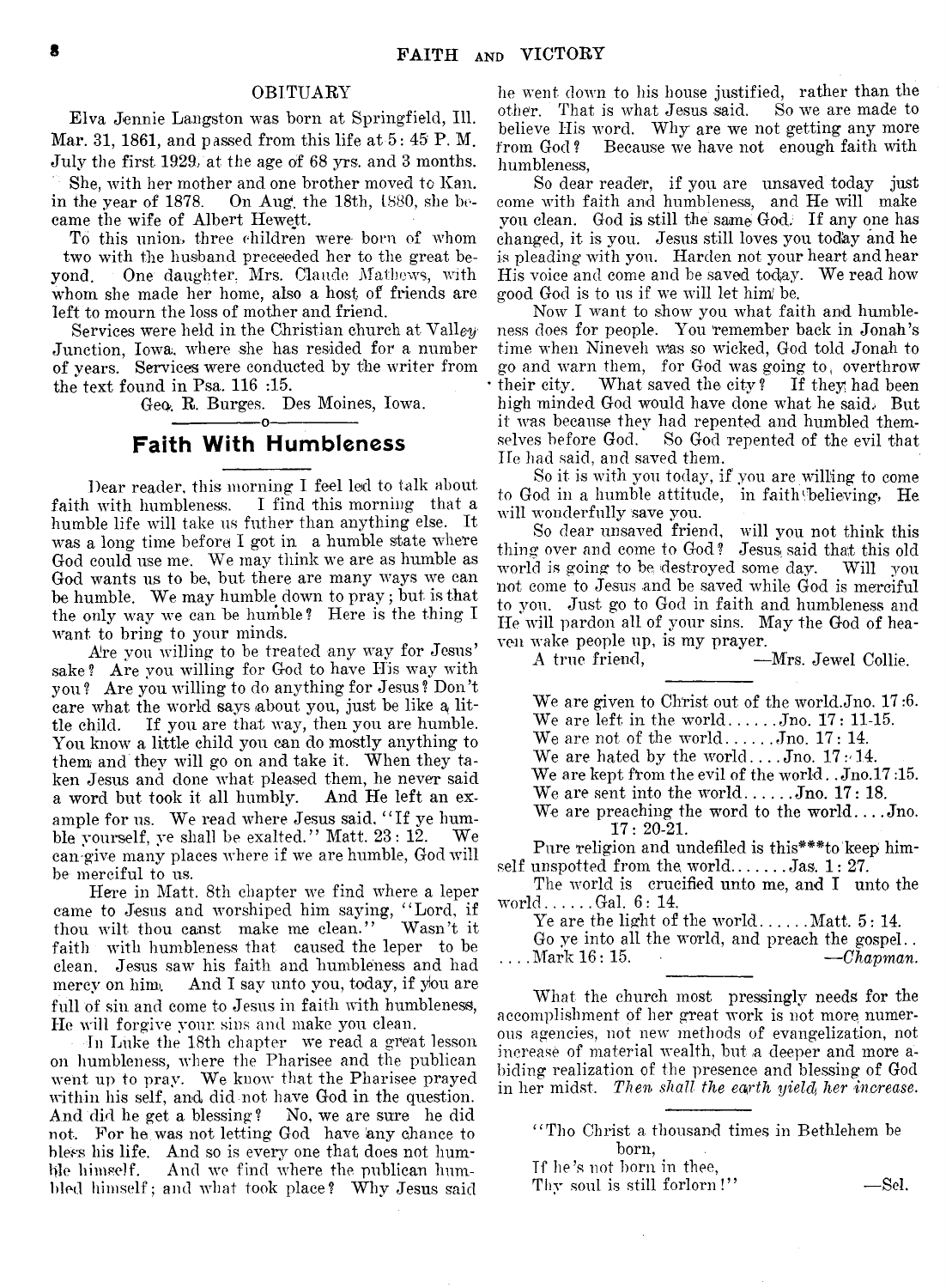## OBITUARY

Elva Jennie Langston was born at Springfield, Ill. Mar. 31, 1861, and passed from this life at 5: 45 P. M. July the first 1929, at the age of 68 yrs. and 3 months.

She, with her mother and one brother moved to Kan. in the year of 1878. On Aug. the 18th, 1880, she became the wife of Albert Hewett.

To this union, three children were born of whom two with the husband preceeded her to the great beyond. One daughter, Mrs. Claude Mathews, with whom she made her home, also a host of friends are left to mourn the loss of mother and friend.

Services were held in the Christian church at Valley Junction, Iowa, where she has resided for a number of years. Services were conducted by the writer from the text found in Psa. 116 :15.

Geo. R. Burges. Des Moines, Iowa.

## Faith With Humbleness

Dear reader, this morning I feel led to talk about faith with humbleness. I find this morning that a humble life will take us futher than anything else. It was a long time before I got in a humble state where God could use me. We may think we are as humble as God wants us to be, but there are many ways we can be humble. We may humble down to pray; but is that the only way we can be humble? Here is the thing I want to bring to your minds.

Are you willing to be treated any way for Jesus' sake? Are you willing for God to have His way with you? Are you willing to do anything for Jesus? Don't care what the world says about you, just be like a little child. If you are that way, then you are humble. You know a little child you can do mostly anything to them and they will go on and take it. When they taken Jesus and done what pleased them, he never said a word but took it all humbly. And He left an example for us. We read where Jesus said, "If ye humble yourself, ye shall be exalted." Matt. 23: 12. We can give many places where if we are humble, God will be merciful to us.

Here in Matt. 8th chapter we find where a leper came to Jesus and worshiped him saying, "Lord, if thou wilt thou canst make me clean." Wasn't it faith with humbleness that caused the leper to be clean. Jesus saw his faith and humbleness and had mercy on him. And I say unto you, today, if you are full of sin and come to Jesus in faith with humbleness, He will forgive your sins and make you clean.

In Luke the 18th chapter we read a great lesson on humbleness, where the Pharisee and the publican went up to pray. We know that the Pharisee prayed within his self, and did not have God in the question. And did he get a blessing? No, we are sure he did not. For he was not letting God have any chance to bless his life. And so is every one that does not humble himself. And we find where the publican humbled himself; and what took place? Why Jesus said he went down to his house justified, rather than the other. That is what Jesus said. So we are made to believe His word. Why are we not getting any more from God? Because we have not enough faith with humbleness,

So dear reader, if you are unsaved today just come with faith and humbleness, and He will make you clean. God is still the same God. If any one has changed, it is you. Jesus still loves you today and he is pleading with you. Harden not your heart and hear His voice and come and be saved today. We read how good God is to us if we will let him be.

Now I want to show you what faith and humbleness does for people. You remember back in Jonah's time when Nineveh was so wicked, God told Jonah to go and warn them, for God was going to overthrow their city. What saved the city? If they had been high minded God would have done what he said. But it was because they had repented and humbled themselves before God. So God repented of the evil that He had said, and saved them.

So it is with you today, if you are willing to come to God in a humble attitude, in faith believing, He will wonderfully save you.

So dear unsaved friend, will you not think this thing over and come to God? Jesus said that this old world is going to be destroyed some day. Will you not come to Jesus and be saved while God is merciful to you. Just go to God in faith and humbleness and He will pardon all of your sins. May the God of heaven wake people up, is my prayer.

A true friend, —Mrs. Jewel Collie.

---

We are given to Christ out of the world.Jno. 17:6.
We are left in the world......Jno. 17: 11-15.
We are not of the world......Jno. 17: 14.
We are hated by the world....Jno. 17: 14.
We are kept from the evil of the world..Jno.17:15.
We are sent into the world......Jno. 17: 18.
We are preaching the word to the world....Jno. 17: 20-21.

Pure religion and undefiled is this***to keep himself unspotted from the world.......Jas. 1: 27.

The world is crucified unto me, and I unto the world......Gal. 6: 14.

Ye are the light of the world......Matt. 5: 14.

Go ye into all the world, and preach the gospel......Mark 16: 15. —*Chapman.*

---

What the church most pressingly needs for the accomplishment of her great work is not more numerous agencies, not new methods of evangelization, not increase of material wealth, but a deeper and more abiding realization of the presence and blessing of God in her midst. *Then shall the earth yield her increase.*

---

"Tho Christ a thousand times in Bethlehem be born,
If he's not born in thee,
Thy soul is still forlorn!" —Sel.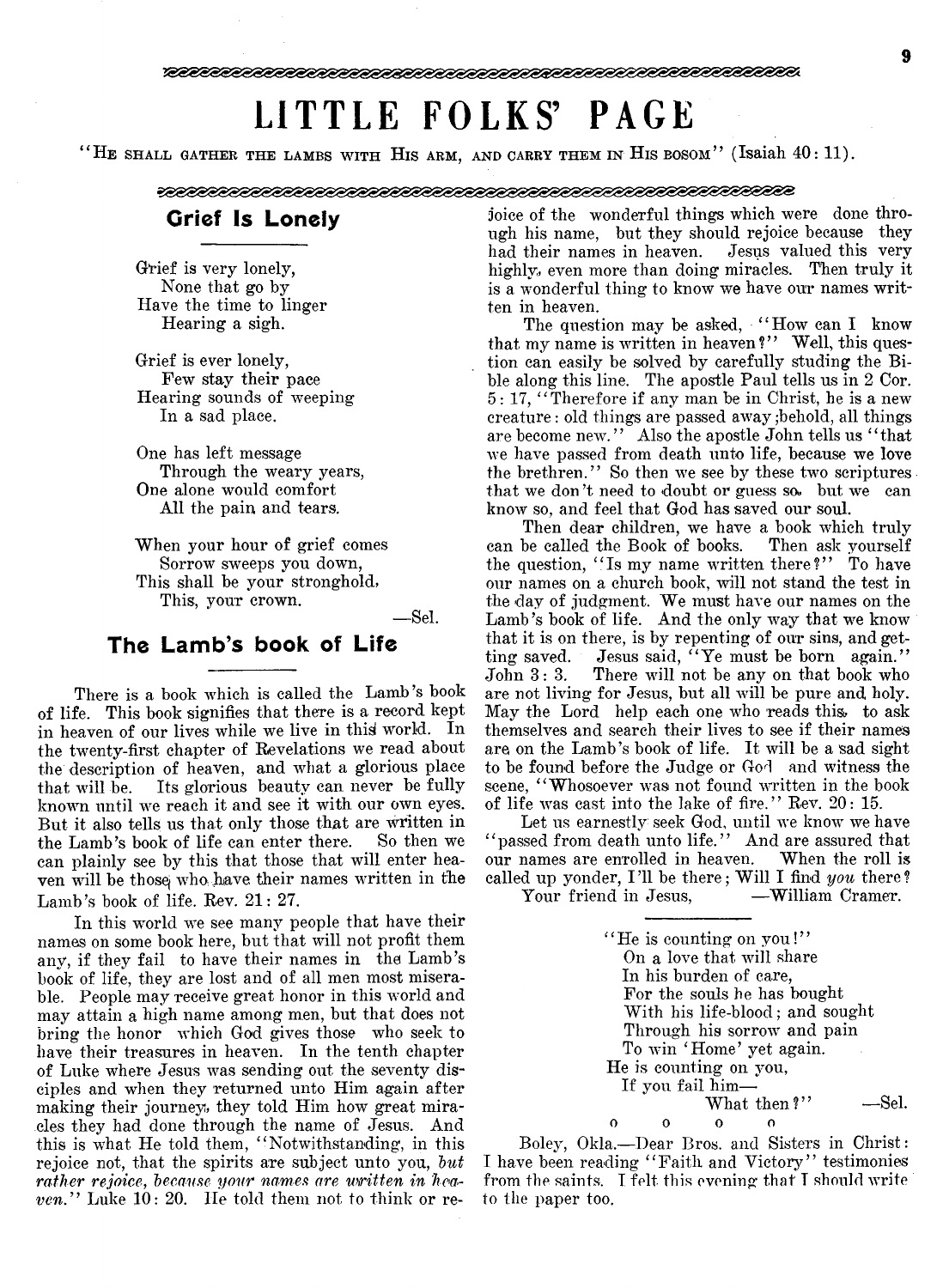# LITTLE FOLKS' PAGE

"HE SHALL GATHER THE LAMBS WITH HIS ARM, AND CARRY THEM IN HIS BOSOM" (Isaiah 40: 11).

## Grief Is Lonely

Grief is very lonely,
None that go by
Have the time to linger
Hearing a sigh.

Grief is ever lonely,
Few stay their pace
Hearing sounds of weeping
In a sad place.

One has left message
Through the weary years,
One alone would comfort
All the pain and tears.

When your hour of grief comes
Sorrow sweeps you down,
This shall be your stronghold,
This, your crown.

—Sel.

## The Lamb's book of Life

There is a book which is called the Lamb's book of life. This book signifies that there is a record kept in heaven of our lives while we live in this world. In the twenty-first chapter of Revelations we read about the description of heaven, and what a glorious place that will be. Its glorious beauty can never be fully known until we reach it and see it with our own eyes. But it also tells us that only those that are written in the Lamb's book of life can enter there. So then we can plainly see by this that those that will enter heaven will be those who have their names written in the Lamb's book of life. Rev. 21: 27.

In this world we see many people that have their names on some book here, but that will not profit them any, if they fail to have their names in the Lamb's book of life, they are lost and of all men most miserable. People may receive great honor in this world and may attain a high name among men, but that does not bring the honor which God gives those who seek to have their treasures in heaven. In the tenth chapter of Luke where Jesus was sending out the seventy disciples and when they returned unto Him again after making their journey, they told Him how great miracles they had done through the name of Jesus. And this is what He told them, "Notwithstanding, in this rejoice not, that the spirits are subject unto you, *but rather rejoice, because your names are written in heaven.*" Luke 10: 20. He told them not to think or rejoice of the wonderful things which were done through his name, but they should rejoice because they had their names in heaven. Jesus valued this very highly, even more than doing miracles. Then truly it is a wonderful thing to know we have our names written in heaven.

The question may be asked, "How can I know that my name is written in heaven?" Well, this question can easily be solved by carefully studing the Bible along this line. The apostle Paul tells us in 2 Cor. 5: 17, "Therefore if any man be in Christ, he is a new creature: old things are passed away; behold, all things are become new." Also the apostle John tells us "that we have passed from death unto life, because we love the brethren." So then we see by these two scriptures that we don't need to doubt or guess so, but we can know so, and feel that God has saved our soul.

Then dear children, we have a book which truly can be called the Book of books. Then ask yourself the question, "Is my name written there?" To have our names on a church book, will not stand the test in the day of judgment. We must have our names on the Lamb's book of life. And the only way that we know that it is on there, is by repenting of our sins, and getting saved. Jesus said, "Ye must be born again." John 3: 3. There will not be any on that book who are not living for Jesus, but all will be pure and holy. May the Lord help each one who reads this, to ask themselves and search their lives to see if their names are on the Lamb's book of life. It will be a sad sight to be found before the Judge or God and witness the scene, "Whosoever was not found written in the book of life was cast into the lake of fire." Rev. 20: 15.

Let us earnestly seek God, until we know we have "passed from death unto life." And are assured that our names are enrolled in heaven. When the roll is called up yonder, I'll be there; Will I find *you* there?

Your friend in Jesus, —William Cramer.

"He is counting on you!"
On a love that will share
In his burden of care,
For the souls he has bought
With his life-blood; and sought
Through his sorrow and pain
To win 'Home' yet again.
He is counting on you,
If you fail him—
What then?" —Sel.

o o o o

Boley, Okla.—Dear Bros. and Sisters in Christ: I have been reading "Faith and Victory" testimonies from the saints. I felt this evening that I should write to the paper too.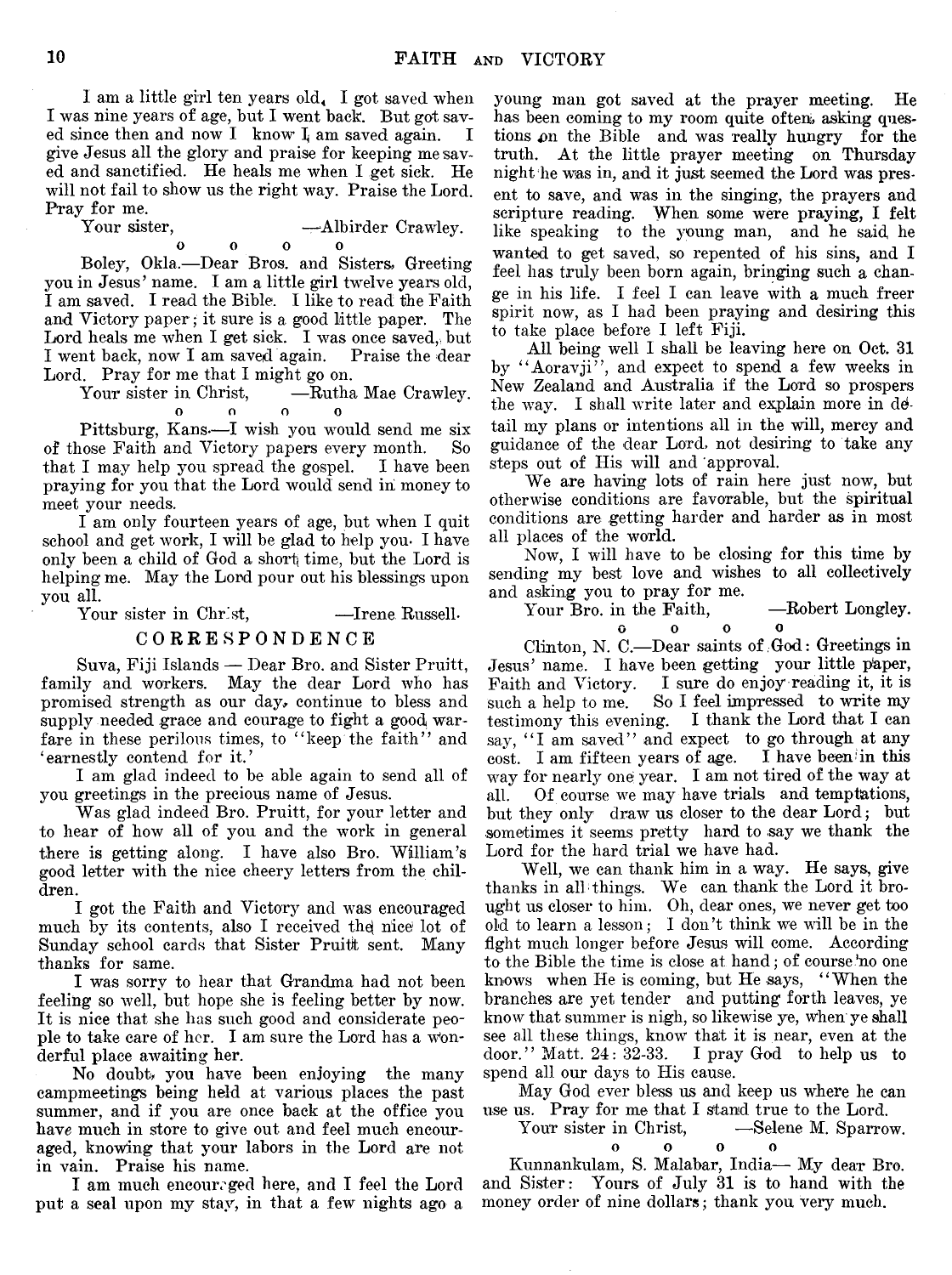I am a little girl ten years old. I got saved when I was nine years of age, but I went back. But got saved since then and now I know I am saved again. I give Jesus all the glory and praise for keeping me saved and sanctified. He heals me when I get sick. He will not fail to show us the right way. Praise the Lord. Pray for me.

Your sister, —Albirder Crawley.

o o o o

Boley, Okla.—Dear Bros. and Sisters, Greeting you in Jesus' name. I am a little girl twelve years old, I am saved. I read the Bible. I like to read the Faith and Victory paper; it sure is a good little paper. The Lord heals me when I get sick. I was once saved, but I went back, now I am saved again. Praise the dear Lord. Pray for me that I might go on.

Your sister in Christ, —Rutha Mae Crawley.

o o o o

Pittsburg, Kans.—I wish you would send me six of those Faith and Victory papers every month. So that I may help you spread the gospel. I have been praying for you that the Lord would send in money to meet your needs.

I am only fourteen years of age, but when I quit school and get work, I will be glad to help you. I have only been a child of God a short time, but the Lord is helping me. May the Lord pour out his blessings upon you all.

Your sister in Christ, —Irene Russell.

## CORRESPONDENCE

Suva, Fiji Islands — Dear Bro. and Sister Pruitt, family and workers. May the dear Lord who has promised strength as our day, continue to bless and supply needed grace and courage to fight a good warfare in these perilous times, to "keep the faith" and 'earnestly contend for it.'

I am glad indeed to be able again to send all of you greetings in the precious name of Jesus.

Was glad indeed Bro. Pruitt, for your letter and to hear of how all of you and the work in general there is getting along. I have also Bro. William's good letter with the nice cheery letters from the children.

I got the Faith and Victory and was encouraged much by its contents, also I received the nice lot of Sunday school cards that Sister Pruitt sent. Many thanks for same.

I was sorry to hear that Grandma had not been feeling so well, but hope she is feeling better by now. It is nice that she has such good and considerate people to take care of her. I am sure the Lord has a wonderful place awaiting her.

No doubt, you have been enjoying the many campmeetings being held at various places the past summer, and if you are once back at the office you have much in store to give out and feel much encouraged, knowing that your labors in the Lord are not in vain. Praise his name.

I am much encouraged here, and I feel the Lord put a seal upon my stay, in that a few nights ago a young man got saved at the prayer meeting. He has been coming to my room quite often, asking questions on the Bible and was really hungry for the truth. At the little prayer meeting on Thursday night he was in, and it just seemed the Lord was present to save, and was in the singing, the prayers and scripture reading. When some were praying, I felt like speaking to the young man, and he said he wanted to get saved, so repented of his sins, and I feel has truly been born again, bringing such a change in his life. I feel I can leave with a much freer spirit now, as I had been praying and desiring this to take place before I left Fiji.

All being well I shall be leaving here on Oct. 31 by "Aoravji", and expect to spend a few weeks in New Zealand and Australia if the Lord so prospers the way. I shall write later and explain more in detail my plans or intentions all in the will, mercy and guidance of the dear Lord, not desiring to take any steps out of His will and approval.

We are having lots of rain here just now, but otherwise conditions are favorable, but the spiritual conditions are getting harder and harder as in most all places of the world.

Now, I will have to be closing for this time by sending my best love and wishes to all collectively and asking you to pray for me.

Your Bro. in the Faith, —Robert Longley.

o o o o

Clinton, N. C.—Dear saints of God: Greetings in Jesus' name. I have been getting your little paper, Faith and Victory. I sure do enjoy reading it, it is such a help to me. So I feel impressed to write my testimony this evening. I thank the Lord that I can say, "I am saved" and expect to go through at any cost. I am fifteen years of age. I have been in this way for nearly one year. I am not tired of the way at all. Of course we may have trials and temptations, but they only draw us closer to the dear Lord; but sometimes it seems pretty hard to say we thank the Lord for the hard trial we have had.

Well, we can thank him in a way. He says, give thanks in all things. We can thank the Lord it brought us closer to him. Oh, dear ones, we never get too old to learn a lesson; I don't think we will be in the fight much longer before Jesus will come. According to the Bible the time is close at hand; of course no one knows when He is coming, but He says, "When the branches are yet tender and putting forth leaves, ye know that summer is nigh, so likewise ye, when ye shall see all these things, know that it is near, even at the door." Matt. 24: 32-33. I pray God to help us to spend all our days to His cause.

May God ever bless us and keep us where he can use us. Pray for me that I stand true to the Lord.

Your sister in Christ, —Selene M. Sparrow.

o o o o

Kunnankulam, S. Malabar, India— My dear Bro. and Sister: Yours of July 31 is to hand with the money order of nine dollars; thank you very much.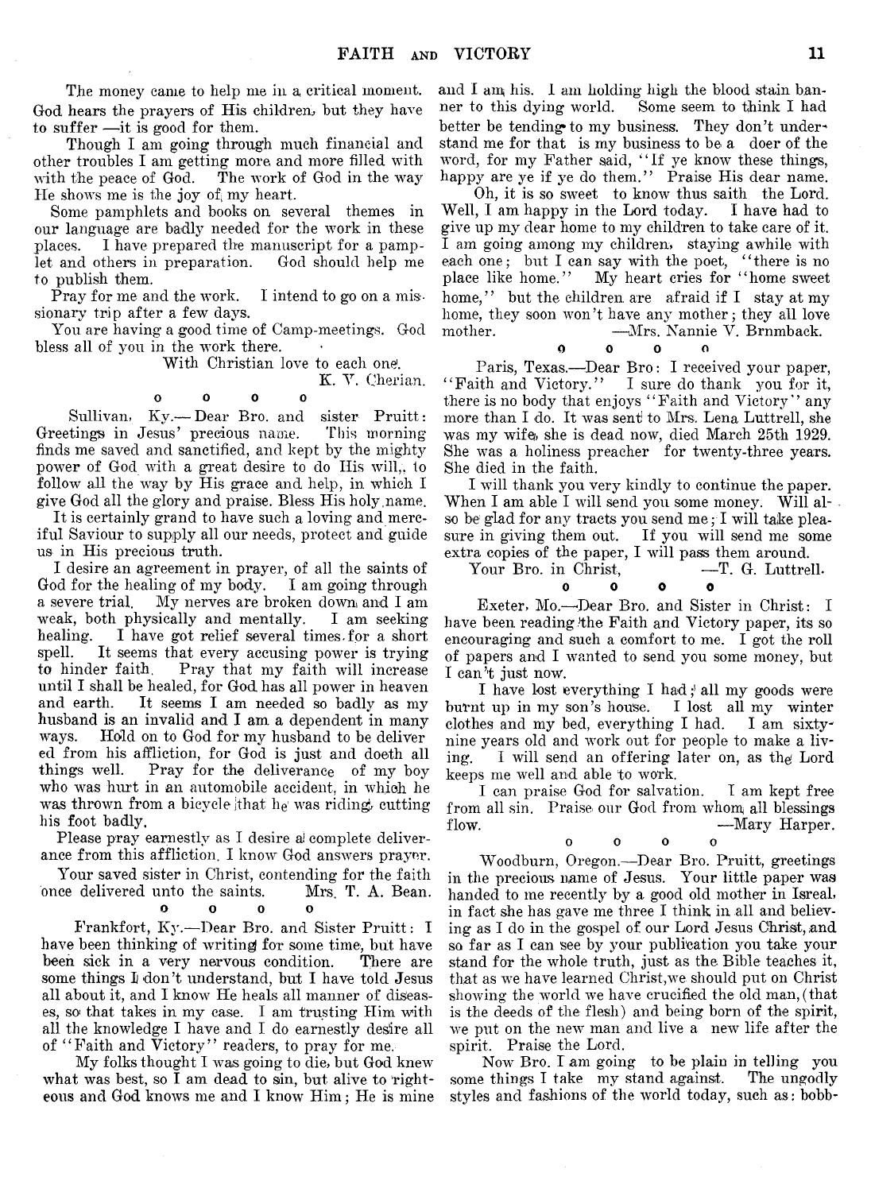The money came to help me in a critical moment. God hears the prayers of His children, but they have to suffer —it is good for them.

Though I am going through much financial and other troubles I am getting more and more filled with with the peace of God. The work of God in the way He shows me is the joy of my heart.

Some pamphlets and books on several themes in our language are badly needed for the work in these places. I have prepared the manuscript for a pamplet and others in preparation. God should help me to publish them.

Pray for me and the work. I intend to go on a missionary trip after a few days.

You are having a good time of Camp-meetings. God bless all of you in the work there.

With Christian love to each one.

K. V. Cherian.

o o o o

Sullivan, Ky.—Dear Bro. and sister Pruitt: Greetings in Jesus' precious name. This morning finds me saved and sanctified, and kept by the mighty power of God with a great desire to do His will, to follow all the way by His grace and help, in which I give God all the glory and praise. Bless His holy name.

It is certainly grand to have such a loving and merciful Saviour to supply all our needs, protect and guide us in His precious truth.

I desire an agreement in prayer, of all the saints of God for the healing of my body. I am going through a severe trial. My nerves are broken down and I am weak, both physically and mentally. I am seeking healing. I have got relief several times for a short spell. It seems that every accusing power is trying to hinder faith. Pray that my faith will increase until I shall be healed, for God has all power in heaven and earth. It seems I am needed so badly as my husband is an invalid and I am a dependent in many ways. Hold on to God for my husband to be delivered from his affliction, for God is just and doeth all things well. Pray for the deliverance of my boy who was hurt in an automobile accident, in which he was thrown from a bicycle that he was riding, cutting his foot badly.

Please pray earnestly as I desire a complete deliverance from this affliction. I know God answers prayer.

Your saved sister in Christ, contending for the faith once delivered unto the saints. Mrs. T. A. Bean.

o o o o

Frankfort, Ky.—Dear Bro. and Sister Pruitt: I have been thinking of writing for some time, but have been sick in a very nervous condition. There are some things I don't understand, but I have told Jesus all about it, and I know He heals all manner of diseases, so that takes in my case. I am trusting Him with all the knowledge I have and I do earnestly desire all of "Faith and Victory" readers, to pray for me.

My folks thought I was going to die, but God knew what was best, so I am dead to sin, but alive to righteous and God knows me and I know Him; He is mine and I am his. I am holding high the blood stain banner to this dying world. Some seem to think I had better be tending to my business. They don't understand me for that is my business to be a doer of the word, for my Father said, "If ye know these things, happy are ye if ye do them." Praise His dear name.

Oh, it is so sweet to know thus saith the Lord. Well, I am happy in the Lord today. I have had to give up my dear home to my children to take care of it. I am going among my children, staying awhile with each one; but I can say with the poet, "there is no place like home." My heart cries for "home sweet home," but the children are afraid if I stay at my home, they soon won't have any mother; they all love mother. —Mrs. Nannie V. Brnmback.

o o o o

Paris, Texas.—Dear Bro: I received your paper, "Faith and Victory." I sure do thank you for it, there is no body that enjoys "Faith and Victory" any more than I do. It was sent to Mrs. Lena Luttrell, she was my wife, she is dead now, died March 25th 1929. She was a holiness preacher for twenty-three years. She died in the faith.

I will thank you very kindly to continue the paper. When I am able I will send you some money. Will also be glad for any tracts you send me; I will take pleasure in giving them out. If you will send me some extra copies of the paper, I will pass them around.

Your Bro. in Christ, —T. G. Luttrell.

o o o o

Exeter, Mo.—Dear Bro. and Sister in Christ: I have been reading the Faith and Victory paper, its so encouraging and such a comfort to me. I got the roll of papers and I wanted to send you some money, but I can't just now.

I have lost everything I had; all my goods were burnt up in my son's house. I lost all my winter clothes and my bed, everything I had. I am sixty-nine years old and work out for people to make a living. I will send an offering later on, as the Lord keeps me well and able to work.

I can praise God for salvation. I am kept free from all sin. Praise our God from whom all blessings flow. —Mary Harper.

o o o o

Woodburn, Oregon.—Dear Bro. Pruitt, greetings in the precious name of Jesus. Your little paper was handed to me recently by a good old mother in Isreal, in fact she has gave me three I think in all and believing as I do in the gospel of our Lord Jesus Christ, and so far as I can see by your publication you take your stand for the whole truth, just as the Bible teaches it, that as we have learned Christ, we should put on Christ showing the world we have crucified the old man, (that is the deeds of the flesh) and being born of the spirit, we put on the new man and live a new life after the spirit. Praise the Lord.

Now Bro. I am going to be plain in telling you some things I take my stand against. The ungodly styles and fashions of the world today, such as: bobb-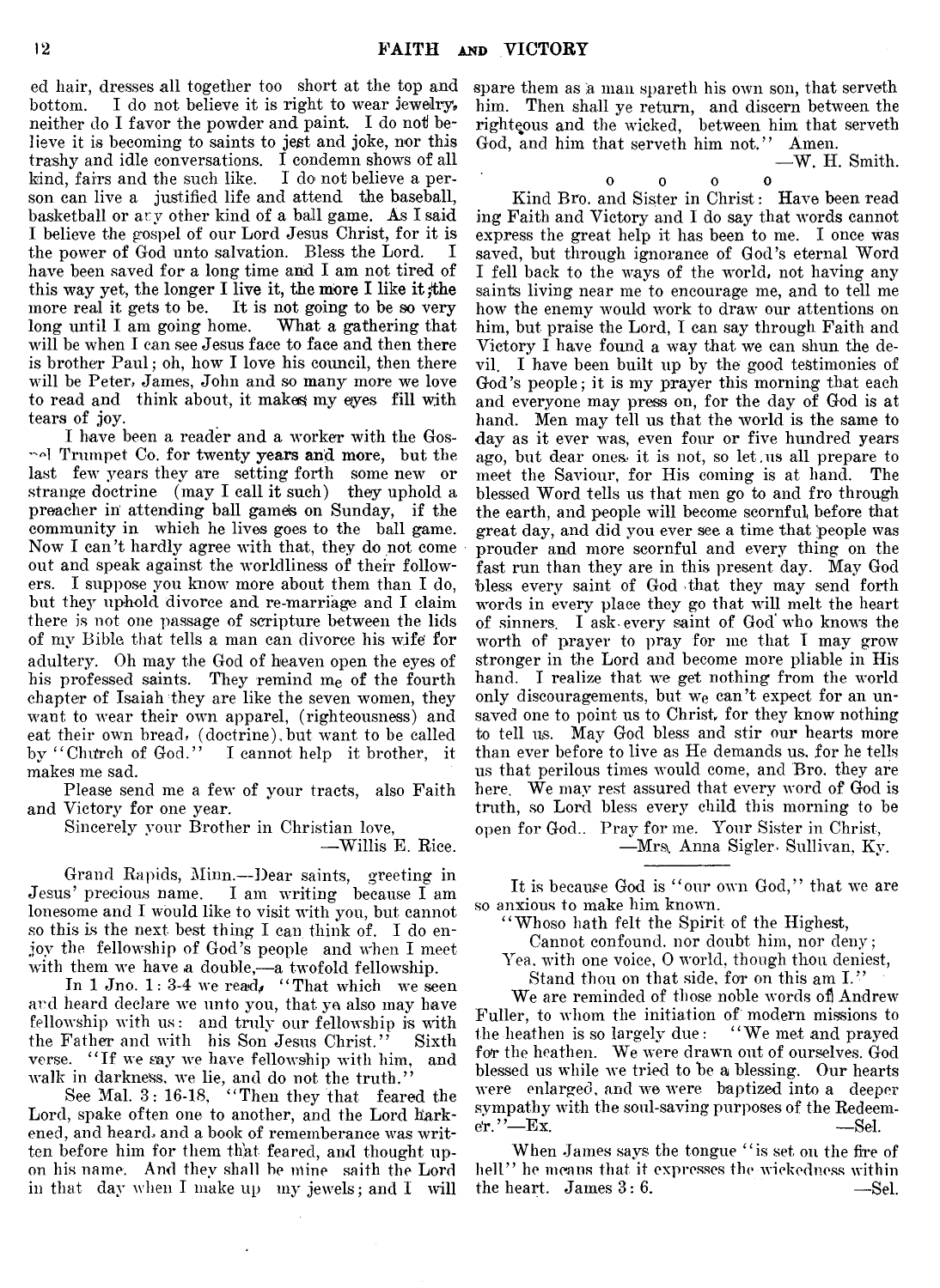ed hair, dresses all together too short at the top and bottom. I do not believe it is right to wear jewelry, neither do I favor the powder and paint. I do not believe it is becoming to saints to jest and joke, nor this trashy and idle conversations. I condemn shows of all kind, fairs and the such like. I do not believe a person can live a justified life and attend the baseball, basketball or any other kind of a ball game. As I said I believe the gospel of our Lord Jesus Christ, for it is the power of God unto salvation. Bless the Lord. I have been saved for a long time and I am not tired of this way yet, the longer I live it, the more I like it; the more real it gets to be. It is not going to be so very long until I am going home. What a gathering that will be when I can see Jesus face to face and then there is brother Paul; oh, how I love his council, then there will be Peter, James, John and so many more we love to read and think about, it makes my eyes fill with tears of joy.

I have been a reader and a worker with the Gospel Trumpet Co. for twenty years and more, but the last few years they are setting forth some new or strange doctrine (may I call it such) they uphold a preacher in attending ball games on Sunday, if the community in which he lives goes to the ball game. Now I can't hardly agree with that, they do not come out and speak against the worldliness of their followers. I suppose you know more about them than I do, but they uphold divorce and re-marriage and I claim there is not one passage of scripture between the lids of my Bible that tells a man can divorce his wife for adultery. Oh may the God of heaven open the eyes of his professed saints. They remind me of the fourth chapter of Isaiah they are like the seven women, they want to wear their own apparel, (righteousness) and eat their own bread, (doctrine), but want to be called by "Church of God." I cannot help it brother, it makes me sad.

Please send me a few of your tracts, also Faith and Victory for one year.

Sincerely your Brother in Christian love,

—Willis E. Rice.

Grand Rapids, Minn.—Dear saints, greeting in Jesus' precious name. I am writing because I am lonesome and I would like to visit with you, but cannot so this is the next best thing I can think of. I do enjoy the fellowship of God's people and when I meet with them we have a double,—a twofold fellowship.

In 1 Jno. 1: 3-4 we read, "That which we seen and heard declare we unto you, that ye also may have fellowship with us: and truly our fellowship is with the Father and with his Son Jesus Christ." Sixth verse. "If we say we have fellowship with him, and walk in darkness, we lie, and do not the truth."

See Mal. 3: 16-18, "Then they that feared the Lord, spake often one to another, and the Lord harkened, and heard, and a book of rememberance was written before him for them that feared, and thought upon his name. And they shall be mine saith the Lord in that day when I make up my jewels; and I will spare them as a man spareth his own son, that serveth him. Then shall ye return, and discern between the righteous and the wicked, between him that serveth God, and him that serveth him not." Amen.

—W. H. Smith.

o o o o

Kind Bro. and Sister in Christ: Have been reading Faith and Victory and I do say that words cannot express the great help it has been to me. I once was saved, but through ignorance of God's eternal Word I fell back to the ways of the world, not having any saints living near me to encourage me, and to tell me how the enemy would work to draw our attentions on him, but praise the Lord, I can say through Faith and Victory I have found a way that we can shun the devil. I have been built up by the good testimonies of God's people; it is my prayer this morning that each and everyone may press on, for the day of God is at hand. Men may tell us that the world is the same to day as it ever was, even four or five hundred years ago, but dear ones, it is not, so let us all prepare to meet the Saviour, for His coming is at hand. The blessed Word tells us that men go to and fro through the earth, and people will become scornful before that great day, and did you ever see a time that people was prouder and more scornful and every thing on the fast run than they are in this present day. May God bless every saint of God that they may send forth words in every place they go that will melt the heart of sinners. I ask every saint of God who knows the worth of prayer to pray for me that I may grow stronger in the Lord and become more pliable in His hand. I realize that we get nothing from the world only discouragements, but we can't expect for an unsaved one to point us to Christ, for they know nothing to tell us. May God bless and stir our hearts more than ever before to live as He demands us, for he tells us that perilous times would come, and Bro. they are here. We may rest assured that every word of God is truth, so Lord bless every child this morning to be open for God. Pray for me. Your Sister in Christ,

—Mrs. Anna Sigler, Sullivan, Ky.

It is because God is "our own God," that we are so anxious to make him known.

"Whoso hath felt the Spirit of the Highest,
Cannot confound, nor doubt him, nor deny;
Yea, with one voice, O world, though thou deniest,
Stand thou on that side, for on this am I."

We are reminded of those noble words of Andrew Fuller, to whom the initiation of modern missions to the heathen is so largely due: "We met and prayed for the heathen. We were drawn out of ourselves. God blessed us while we tried to be a blessing. Our hearts were enlarged, and we were baptized into a deeper sympathy with the soul-saving purposes of the Redeemer."—Ex. —Sel.

When James says the tongue "is set on the fire of hell" he means that it expresses the wickedness within the heart. James 3: 6. —Sel.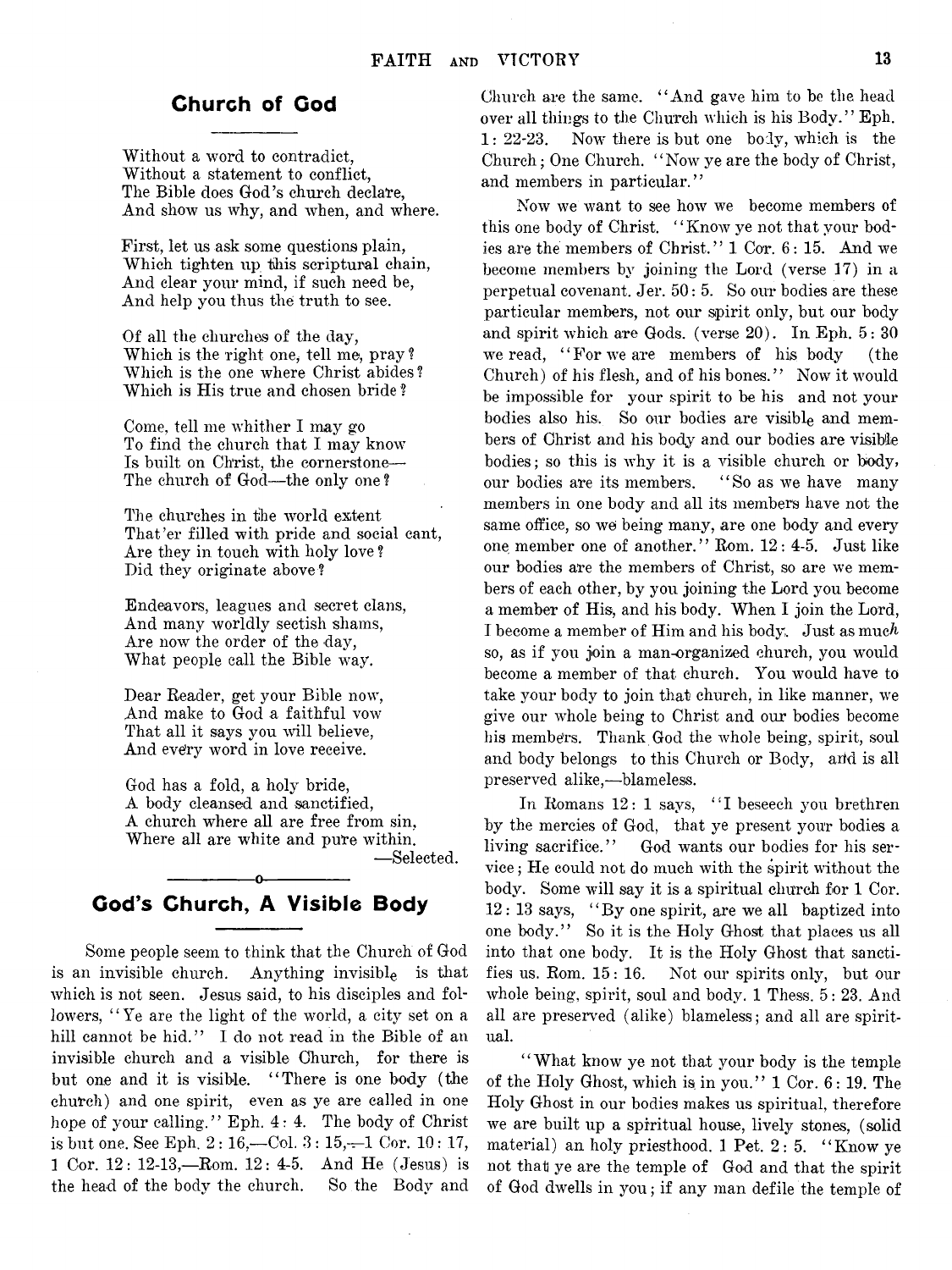## Church of God

Without a word to contradict,
Without a statement to conflict,
The Bible does God's church declare,
And show us why, and when, and where.

First, let us ask some questions plain,
Which tighten up this scriptural chain,
And clear your mind, if such need be,
And help you thus the truth to see.

Of all the churches of the day,
Which is the right one, tell me, pray?
Which is the one where Christ abides?
Which is His true and chosen bride?

Come, tell me whither I may go
To find the church that I may know
Is built on Christ, the cornerstone—
The church of God—the only one?

The churches in the world extent
That'er filled with pride and social cant,
Are they in touch with holy love?
Did they originate above?

Endeavors, leagues and secret clans,
And many worldly sectish shams,
Are now the order of the day,
What people call the Bible way.

Dear Reader, get your Bible now,
And make to God a faithful vow
That all it says you will believe,
And every word in love receive.

God has a fold, a holy bride,
A body cleansed and sanctified,
A church where all are free from sin,
Where all are white and pure within.

—Selected.

---

## God's Church, A Visible Body

Some people seem to think that the Church of God is an invisible church. Anything invisible is that which is not seen. Jesus said, to his disciples and followers, "Ye are the light of the world, a city set on a hill cannot be hid." I do not read in the Bible of an invisible church and a visible Church, for there is but one and it is visible. "There is one body (the church) and one spirit, even as ye are called in one hope of your calling." Eph. 4: 4. The body of Christ is but one. See Eph. 2: 16,—Col. 3: 15,—1 Cor. 10: 17, 1 Cor. 12: 12-13,—Rom. 12: 4-5. And He (Jesus) is the head of the body the church. So the Body and Church are the same. "And gave him to be the head over all things to the Church which is his Body." Eph. 1: 22-23. Now there is but one body, which is the Church; One Church. "Now ye are the body of Christ, and members in particular."

Now we want to see how we become members of this one body of Christ. "Know ye not that your bodies are the members of Christ." 1 Cor. 6: 15. And we become members by joining the Lord (verse 17) in a perpetual covenant. Jer. 50: 5. So our bodies are these particular members, not our spirit only, but our body and spirit which are Gods. (verse 20). In Eph. 5: 30 we read, "For we are members of his body (the Church) of his flesh, and of his bones." Now it would be impossible for your spirit to be his and not your bodies also his. So our bodies are visible and members of Christ and his body and our bodies are visible bodies; so this is why it is a visible church or body, our bodies are its members. "So as we have many members in one body and all its members have not the same office, so we being many, are one body and every one member one of another." Rom. 12: 4-5. Just like our bodies are the members of Christ, so are we members of each other, by you joining the Lord you become a member of His, and his body. When I join the Lord, I become a member of Him and his body. Just as much so, as if you join a man-organized church, you would become a member of that church. You would have to take your body to join that church, in like manner, we give our whole being to Christ and our bodies become his members. Thank God the whole being, spirit, soul and body belongs to this Church or Body, and is all preserved alike,—blameless.

In Romans 12: 1 says, "I beseech you brethren by the mercies of God, that ye present your bodies a living sacrifice." God wants our bodies for his service; He could not do much with the spirit without the body. Some will say it is a spiritual church for 1 Cor. 12: 13 says, "By one spirit, are we all baptized into one body." So it is the Holy Ghost that places us all into that one body. It is the Holy Ghost that sanctifies us. Rom. 15: 16. Not our spirits only, but our whole being, spirit, soul and body. 1 Thess. 5: 23. And all are preserved (alike) blameless; and all are spiritual.

"What know ye not that your body is the temple of the Holy Ghost, which is in you." 1 Cor. 6: 19. The Holy Ghost in our bodies makes us spiritual, therefore we are built up a spiritual house, lively stones, (solid material) an holy priesthood. 1 Pet. 2: 5. "Know ye not that ye are the temple of God and that the spirit of God dwells in you; if any man defile the temple of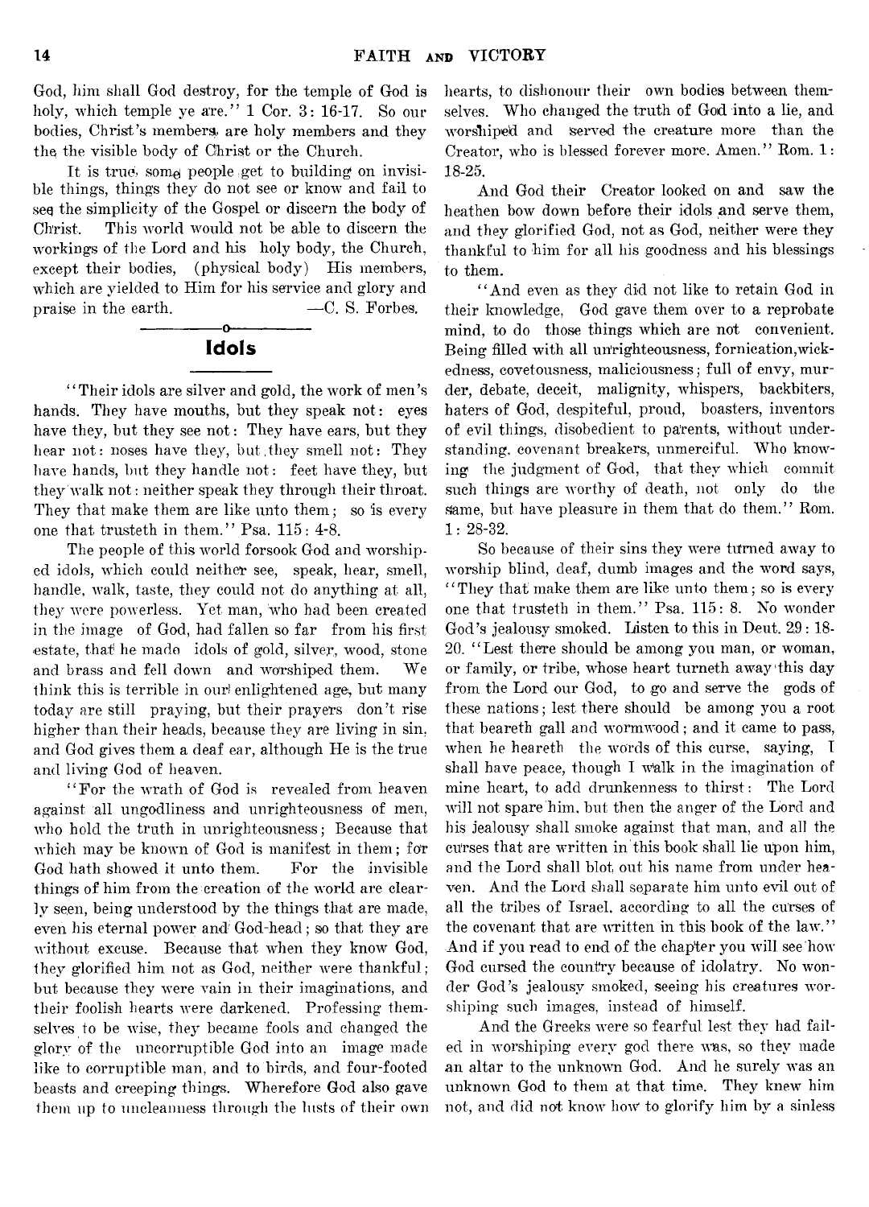God, him shall God destroy, for the temple of God is holy, which temple ye are." 1 Cor. 3: 16-17. So our bodies, Christ's members, are holy members and they the the visible body of Christ or the Church.

It is true, some people get to building on invisible things, things they do not see or know and fail to see the simplicity of the Gospel or discern the body of Christ. This world would not be able to discern the workings of the Lord and his holy body, the Church, except their bodies, (physical body) His members, which are yielded to Him for his service and glory and praise in the earth. —C. S. Forbes.

## Idols

"Their idols are silver and gold, the work of men's hands. They have mouths, but they speak not: eyes have they, but they see not: They have ears, but they hear not: noses have they, but they smell not: They have hands, but they handle not: feet have they, but they walk not: neither speak they through their throat. They that make them are like unto them; so is every one that trusteth in them." Psa. 115: 4-8.

The people of this world forsook God and worshiped idols, which could neither see, speak, hear, smell, handle, walk, taste, they could not do anything at all, they were powerless. Yet man, who had been created in the image of God, had fallen so far from his first estate, that he made idols of gold, silver, wood, stone and brass and fell down and worshiped them. We think this is terrible in our enlightened age, but many today are still praying, but their prayers don't rise higher than their heads, because they are living in sin, and God gives them a deaf ear, although He is the true and living God of heaven.

"For the wrath of God is revealed from heaven against all ungodliness and unrighteousness of men, who hold the truth in unrighteousness; Because that which may be known of God is manifest in them; for God hath showed it unto them. For the invisible things of him from the creation of the world are clearly seen, being understood by the things that are made, even his eternal power and God-head; so that they are without excuse. Because that when they know God, they glorified him not as God, neither were thankful; but because they were vain in their imaginations, and their foolish hearts were darkened. Professing themselves to be wise, they became fools and changed the glory of the uncorruptible God into an image made like to corruptible man, and to birds, and four-footed beasts and creeping things. Wherefore God also gave them up to uncleanness through the lusts of their own hearts, to dishonour their own bodies between themselves. Who changed the truth of God into a lie, and worshiped and served the creature more than the Creator, who is blessed forever more. Amen." Rom. 1: 18-25.

And God their Creator looked on and saw the heathen bow down before their idols and serve them, and they glorified God, not as God, neither were they thankful to him for all his goodness and his blessings to them.

"And even as they did not like to retain God in their knowledge, God gave them over to a reprobate mind, to do those things which are not convenient. Being filled with all unrighteousness, fornication, wickedness, covetousness, maliciousness; full of envy, murder, debate, deceit, malignity, whispers, backbiters, haters of God, despiteful, proud, boasters, inventors of evil things, disobedient to parents, without understanding, covenant breakers, unmerciful. Who knowing the judgment of God, that they which commit such things are worthy of death, not only do the same, but have pleasure in them that do them." Rom. 1: 28-32.

So because of their sins they were turned away to worship blind, deaf, dumb images and the word says, "They that make them are like unto them; so is every one that trusteth in them." Psa. 115: 8. No wonder God's jealousy smoked. Listen to this in Deut. 29: 18-20. "Lest there should be among you man, or woman, or family, or tribe, whose heart turneth away this day from the Lord our God, to go and serve the gods of these nations; lest there should be among you a root that beareth gall and wormwood; and it came to pass, when he heareth the words of this curse, saying, I shall have peace, though I walk in the imagination of mine heart, to add drunkenness to thirst: The Lord will not spare him, but then the anger of the Lord and his jealousy shall smoke against that man, and all the curses that are written in this book shall lie upon him, and the Lord shall blot out his name from under heaven. And the Lord shall separate him unto evil out of all the tribes of Israel, according to all the curses of the covenant that are written in this book of the law." And if you read to end of the chapter you will see how God cursed the country because of idolatry. No wonder God's jealousy smoked, seeing his creatures worshiping such images, instead of himself.

And the Greeks were so fearful lest they had failed in worshiping every god there was, so they made an altar to the unknown God. And he surely was an unknown God to them at that time. They knew him not, and did not know how to glorify him by a sinless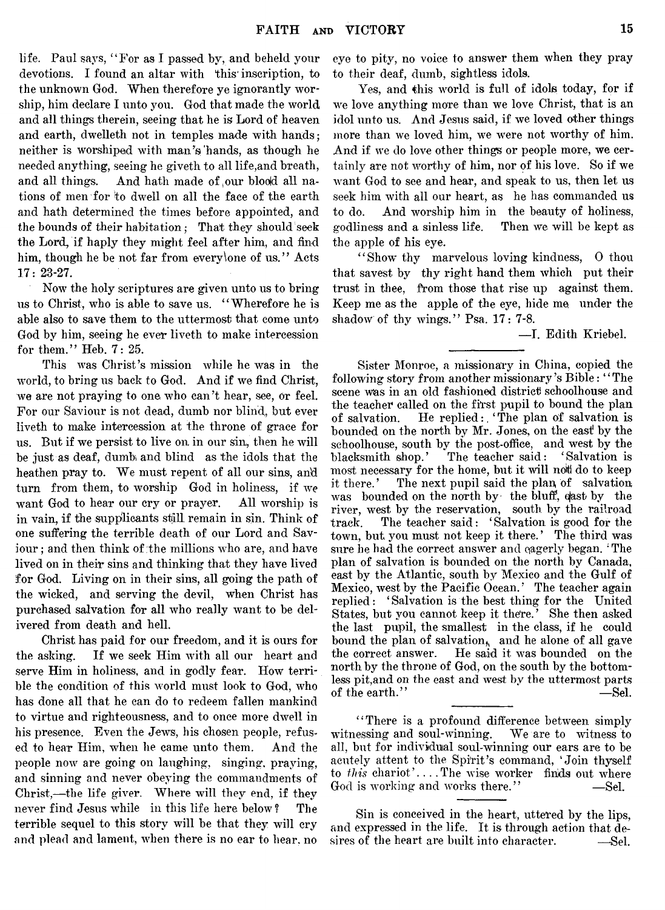life. Paul says, "For as I passed by, and beheld your devotions. I found an altar with this inscription, to the unknown God. When therefore ye ignorantly worship, him declare I unto you. God that made the world and all things therein, seeing that he is Lord of heaven and earth, dwelleth not in temples made with hands; neither is worshiped with man's hands, as though he needed anything, seeing he giveth to all life,and breath, and all things. And hath made of our blood all nations of men for to dwell on all the face of the earth and hath determined the times before appointed, and the bounds of their habitation; That they should seek the Lord, if haply they might feel after him, and find him, though he be not far from every one of us." Acts 17: 23-27.

Now the holy scriptures are given unto us to bring us to Christ, who is able to save us. "Wherefore he is able also to save them to the uttermost that come unto God by him, seeing he ever liveth to make intercession for them." Heb. 7: 25.

This was Christ's mission while he was in the world, to bring us back to God. And if we find Christ, we are not praying to one who can't hear, see, or feel. For our Saviour is not dead, dumb nor blind, but ever liveth to make intercession at the throne of grace for us. But if we persist to live on in our sin, then he will be just as deaf, dumb and blind as the idols that the heathen pray to. We must repent of all our sins, and turn from them, to worship God in holiness, if we want God to hear our cry or prayer. All worship is in vain, if the supplicants still remain in sin. Think of one suffering the terrible death of our Lord and Saviour; and then think of the millions who are, and have lived on in their sins and thinking that they have lived for God. Living on in their sins, all going the path of the wicked, and serving the devil, when Christ has purchased salvation for all who really want to be delivered from death and hell.

Christ has paid for our freedom, and it is ours for the asking. If we seek Him with all our heart and serve Him in holiness, and in godly fear. How terrible the condition of this world must look to God, who has done all that he can do to redeem fallen mankind to virtue and righteousness, and to once more dwell in his presence. Even the Jews, his chosen people, refused to hear Him, when he came unto them. And the people now are going on laughing, singing, praying, and sinning and never obeying the commandments of Christ,—the life giver. Where will they end, if they never find Jesus while in this life here below? The terrible sequel to this story will be that they will cry and plead and lament, when there is no ear to hear, no eye to pity, no voice to answer them when they pray to their deaf, dumb, sightless idols.

Yes, and this world is full of idols today, for if we love anything more than we love Christ, that is an idol unto us. And Jesus said, if we loved other things more than we loved him, we were not worthy of him. And if we do love other things or people more, we certainly are not worthy of him, nor of his love. So if we want God to see and hear, and speak to us, then let us seek him with all our heart, as he has commanded us to do. And worship him in the beauty of holiness, godliness and a sinless life. Then we will be kept as the apple of his eye.

"Show thy marvelous loving kindness, O thou that savest by thy right hand them which put their trust in thee, from those that rise up against them. Keep me as the apple of the eye, hide me under the shadow of thy wings." Psa. 17: 7-8.

—I. Edith Kriebel.

---

Sister Monroe, a missionary in China, copied the following story from another missionary's Bible: "The scene was in an old fashioned district schoolhouse and the teacher called on the first pupil to bound the plan of salvation. He replied: 'The plan of salvation is bounded on the north by Mr. Jones, on the east by the schoolhouse, south by the post-office, and west by the blacksmith shop.' The teacher said: 'Salvation is most necessary for the home, but it will not do to keep it there.' The next pupil said the plan of salvation was bounded on the north by the bluff, east by the river, west by the reservation, south by the railroad track. The teacher said: 'Salvation is good for the town, but you must not keep it there.' The third was sure he had the correct answer and eagerly began. 'The plan of salvation is bounded on the north by Canada, east by the Atlantic, south by Mexico and the Gulf of Mexico, west by the Pacific Ocean.' The teacher again replied: 'Salvation is the best thing for the United States, but you cannot keep it there.' She then asked the last pupil, the smallest in the class, if he could bound the plan of salvation, and he alone of all gave the correct answer. He said it was bounded on the north by the throne of God, on the south by the bottomless pit,and on the east and west by the uttermost parts of the earth." —Sel.

---

"There is a profound difference between simply witnessing and soul-winning. We are to witness to all, but for individual soul-winning our ears are to be acutely attent to the Spirit's command, 'Join thyself to *this* chariot'.... The wise worker finds out where God is working and works there." —Sel.

---

Sin is conceived in the heart, uttered by the lips, and expressed in the life. It is through action that desires of the heart are built into character. —Sel.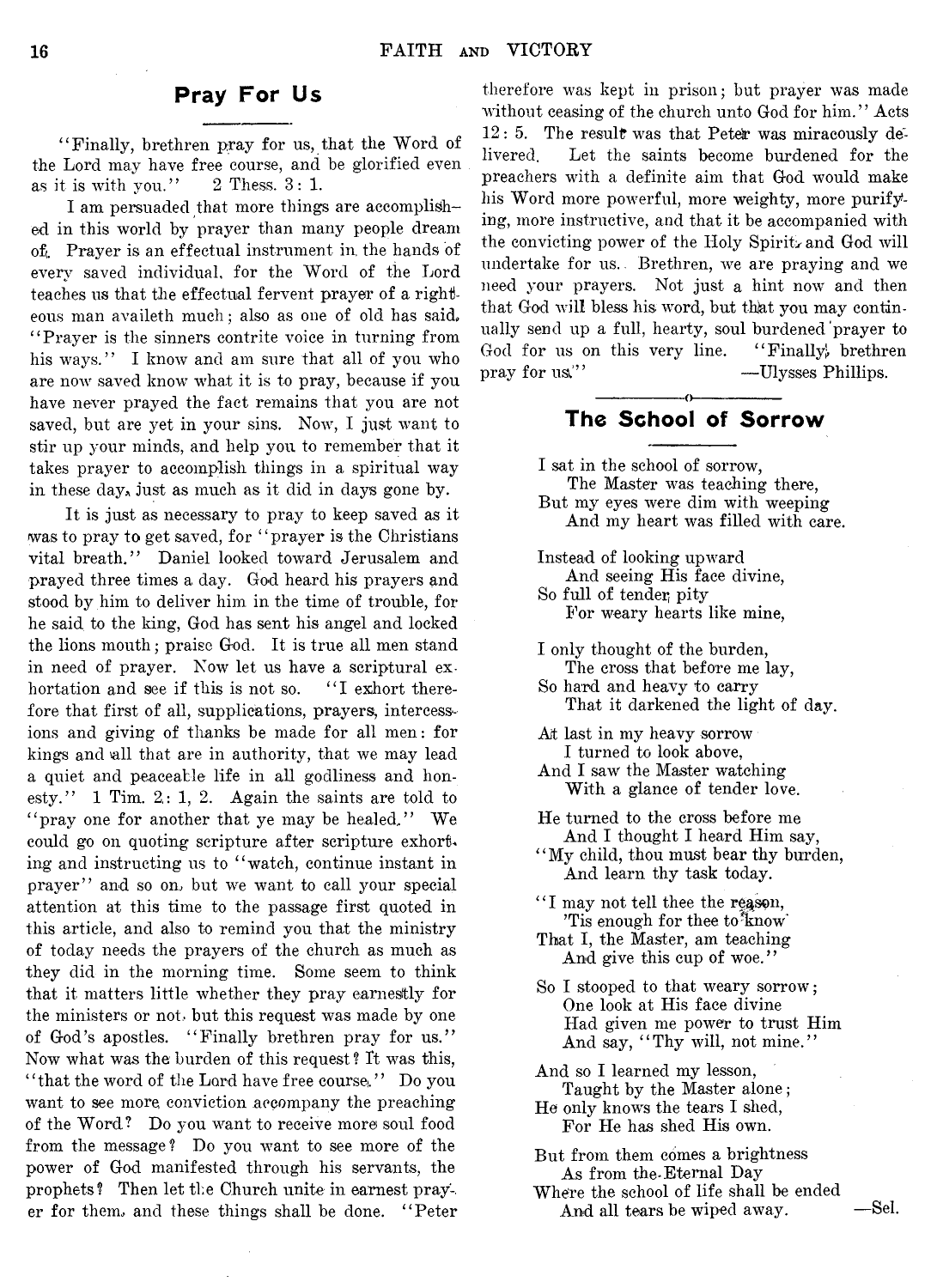## Pray For Us

"Finally, brethren pray for us, that the Word of the Lord may have free course, and be glorified even as it is with you." 2 Thess. 3: 1.

I am persuaded that more things are accomplished in this world by prayer than many people dream of. Prayer is an effectual instrument in the hands of every saved individual, for the Word of the Lord teaches us that the effectual fervent prayer of a righteous man availeth much; also as one of old has said, "Prayer is the sinners contrite voice in turning from his ways." I know and am sure that all of you who are now saved know what it is to pray, because if you have never prayed the fact remains that you are not saved, but are yet in your sins. Now, I just want to stir up your minds, and help you to remember that it takes prayer to accomplish things in a spiritual way in these day, just as much as it did in days gone by.

It is just as necessary to pray to keep saved as it was to pray to get saved, for "prayer is the Christians vital breath." Daniel looked toward Jerusalem and prayed three times a day. God heard his prayers and stood by him to deliver him in the time of trouble, for he said to the king, God has sent his angel and locked the lions mouth; praise God. It is true all men stand in need of prayer. Now let us have a scriptural exhortation and see if this is not so. "I exhort therefore that first of all, supplications, prayers, intercessions and giving of thanks be made for all men: for kings and all that are in authority, that we may lead a quiet and peaceable life in all godliness and honesty." 1 Tim. 2: 1, 2. Again the saints are told to "pray one for another that ye may be healed." We could go on quoting scripture after scripture exhorting and instructing us to "watch, continue instant in prayer" and so on, but we want to call your special attention at this time to the passage first quoted in this article, and also to remind you that the ministry of today needs the prayers of the church as much as they did in the morning time. Some seem to think that it matters little whether they pray earnestly for the ministers or not, but this request was made by one of God's apostles. "Finally brethren pray for us." Now what was the burden of this request? It was this, "that the word of the Lord have free course." Do you want to see more conviction accompany the preaching of the Word? Do you want to receive more soul food from the message? Do you want to see more of the power of God manifested through his servants, the prophets? Then let the Church unite in earnest prayer for them, and these things shall be done. "Peter therefore was kept in prison; but prayer was made without ceasing of the church unto God for him." Acts 12: 5. The result was that Peter was miraculously delivered. Let the saints become burdened for the preachers with a definite aim that God would make his Word more powerful, more weighty, more purifying, more instructive, and that it be accompanied with the convicting power of the Holy Spirit, and God will undertake for us. Brethren, we are praying and we need your prayers. Not just a hint now and then that God will bless his word, but that you may continually send up a full, hearty, soul burdened prayer to God for us on this very line. "Finally, brethren pray for us."

—Ulysses Phillips.

## The School of Sorrow

I sat in the school of sorrow,
The Master was teaching there,
But my eyes were dim with weeping
And my heart was filled with care.

Instead of looking upward
And seeing His face divine,
So full of tender pity
For weary hearts like mine,

I only thought of the burden,
The cross that before me lay,
So hard and heavy to carry
That it darkened the light of day.

At last in my heavy sorrow
I turned to look above,
And I saw the Master watching
With a glance of tender love.

He turned to the cross before me
And I thought I heard Him say,
"My child, thou must bear thy burden,
And learn thy task today.

"I may not tell thee the reason,
'Tis enough for thee to know
That I, the Master, am teaching
And give this cup of woe."

So I stooped to that weary sorrow;
One look at His face divine
Had given me power to trust Him
And say, "Thy will, not mine."

And so I learned my lesson,
Taught by the Master alone;
He only knows the tears I shed,
For He has shed His own.

But from them comes a brightness
As from the Eternal Day
Where the school of life shall be ended
And all tears be wiped away.

—Sel.